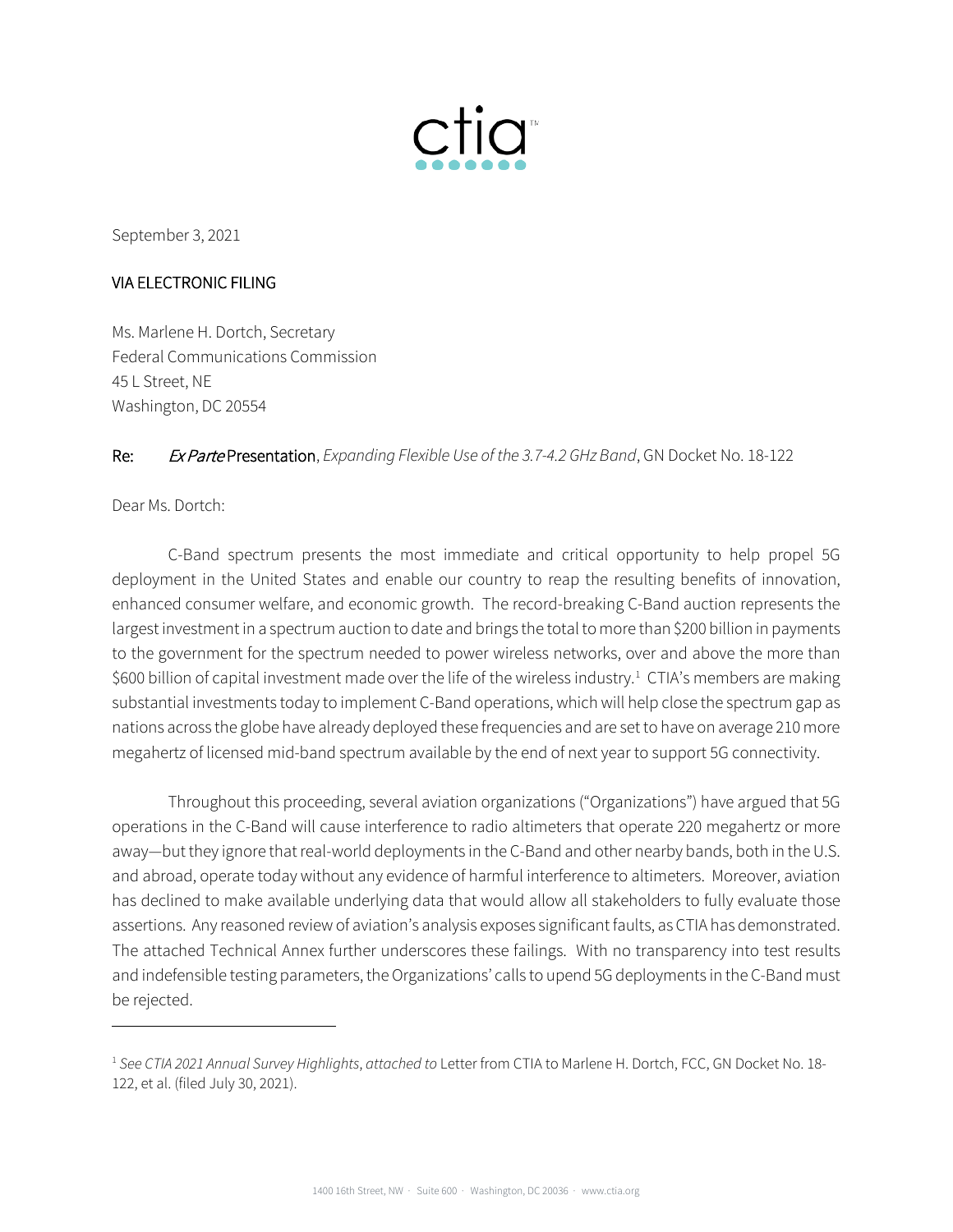ctia

September 3, 2021

VIA ELECTRONIC FILING

Ms. Marlene H. Dortch, Secretary
Federal Communications Commission
45 L Street, NE
Washington, DC 20554

Re: *Ex Parte* Presentation, *Expanding Flexible Use of the 3.7-4.2 GHz Band*, GN Docket No. 18-122

Dear Ms. Dortch:

C-Band spectrum presents the most immediate and critical opportunity to help propel 5G deployment in the United States and enable our country to reap the resulting benefits of innovation, enhanced consumer welfare, and economic growth. The record-breaking C-Band auction represents the largest investment in a spectrum auction to date and brings the total to more than $200 billion in payments to the government for the spectrum needed to power wireless networks, over and above the more than $600 billion of capital investment made over the life of the wireless industry.[1] CTIA's members are making substantial investments today to implement C-Band operations, which will help close the spectrum gap as nations across the globe have already deployed these frequencies and are set to have on average 210 more megahertz of licensed mid-band spectrum available by the end of next year to support 5G connectivity.

Throughout this proceeding, several aviation organizations ("Organizations") have argued that 5G operations in the C-Band will cause interference to radio altimeters that operate 220 megahertz or more away—but they ignore that real-world deployments in the C-Band and other nearby bands, both in the U.S. and abroad, operate today without any evidence of harmful interference to altimeters. Moreover, aviation has declined to make available underlying data that would allow all stakeholders to fully evaluate those assertions. Any reasoned review of aviation's analysis exposes significant faults, as CTIA has demonstrated. The attached Technical Annex further underscores these failings. With no transparency into test results and indefensible testing parameters, the Organizations' calls to upend 5G deployments in the C-Band must be rejected.

---

[1] *See CTIA 2021 Annual Survey Highlights*, *attached to* Letter from CTIA to Marlene H. Dortch, FCC, GN Docket No. 18-122, et al. (filed July 30, 2021).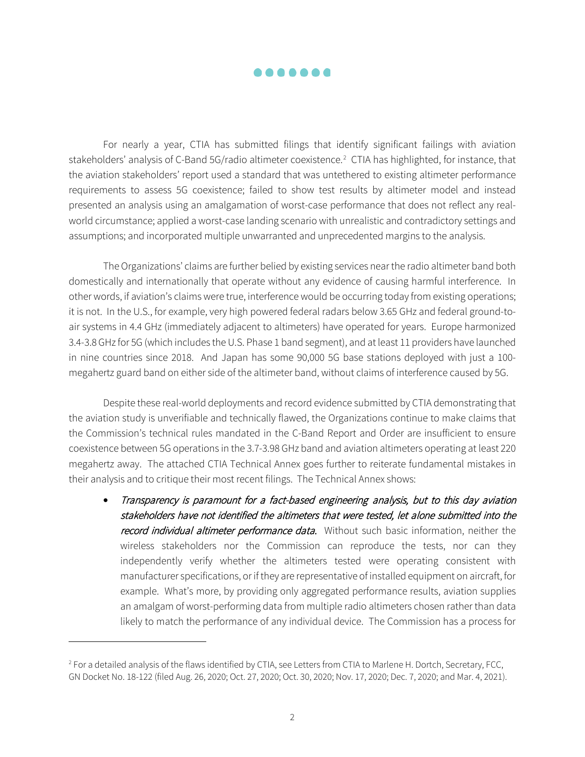For nearly a year, CTIA has submitted filings that identify significant failings with aviation stakeholders' analysis of C-Band 5G/radio altimeter coexistence.[2] CTIA has highlighted, for instance, that the aviation stakeholders' report used a standard that was untethered to existing altimeter performance requirements to assess 5G coexistence; failed to show test results by altimeter model and instead presented an analysis using an amalgamation of worst-case performance that does not reflect any real-world circumstance; applied a worst-case landing scenario with unrealistic and contradictory settings and assumptions; and incorporated multiple unwarranted and unprecedented margins to the analysis.

The Organizations' claims are further belied by existing services near the radio altimeter band both domestically and internationally that operate without any evidence of causing harmful interference. In other words, if aviation's claims were true, interference would be occurring today from existing operations; it is not. In the U.S., for example, very high powered federal radars below 3.65 GHz and federal ground-to-air systems in 4.4 GHz (immediately adjacent to altimeters) have operated for years. Europe harmonized 3.4-3.8 GHz for 5G (which includes the U.S. Phase 1 band segment), and at least 11 providers have launched in nine countries since 2018. And Japan has some 90,000 5G base stations deployed with just a 100-megahertz guard band on either side of the altimeter band, without claims of interference caused by 5G.

Despite these real-world deployments and record evidence submitted by CTIA demonstrating that the aviation study is unverifiable and technically flawed, the Organizations continue to make claims that the Commission's technical rules mandated in the C-Band Report and Order are insufficient to ensure coexistence between 5G operations in the 3.7-3.98 GHz band and aviation altimeters operating at least 220 megahertz away. The attached CTIA Technical Annex goes further to reiterate fundamental mistakes in their analysis and to critique their most recent filings. The Technical Annex shows:

- *Transparency is paramount for a fact-based engineering analysis, but to this day aviation stakeholders have not identified the altimeters that were tested, let alone submitted into the record individual altimeter performance data.* Without such basic information, neither the wireless stakeholders nor the Commission can reproduce the tests, nor can they independently verify whether the altimeters tested were operating consistent with manufacturer specifications, or if they are representative of installed equipment on aircraft, for example. What's more, by providing only aggregated performance results, aviation supplies an amalgam of worst-performing data from multiple radio altimeters chosen rather than data likely to match the performance of any individual device. The Commission has a process for

---

[2] For a detailed analysis of the flaws identified by CTIA, see Letters from CTIA to Marlene H. Dortch, Secretary, FCC, GN Docket No. 18-122 (filed Aug. 26, 2020; Oct. 27, 2020; Oct. 30, 2020; Nov. 17, 2020; Dec. 7, 2020; and Mar. 4, 2021).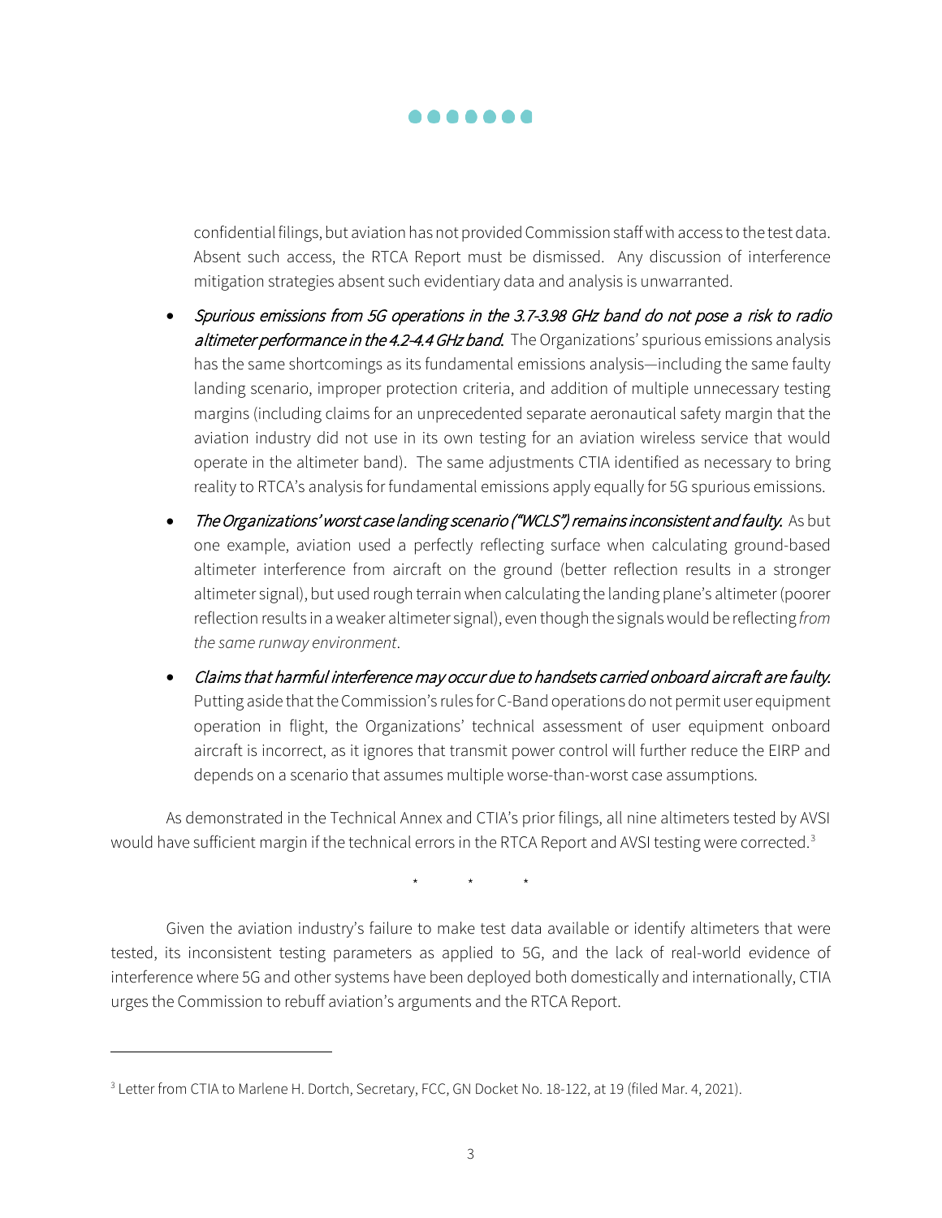confidential filings, but aviation has not provided Commission staff with access to the test data. Absent such access, the RTCA Report must be dismissed. Any discussion of interference mitigation strategies absent such evidentiary data and analysis is unwarranted.

- *Spurious emissions from 5G operations in the 3.7-3.98 GHz band do not pose a risk to radio altimeter performance in the 4.2-4.4 GHz band.* The Organizations' spurious emissions analysis has the same shortcomings as its fundamental emissions analysis—including the same faulty landing scenario, improper protection criteria, and addition of multiple unnecessary testing margins (including claims for an unprecedented separate aeronautical safety margin that the aviation industry did not use in its own testing for an aviation wireless service that would operate in the altimeter band). The same adjustments CTIA identified as necessary to bring reality to RTCA's analysis for fundamental emissions apply equally for 5G spurious emissions.

- *The Organizations' worst case landing scenario ("WCLS") remains inconsistent and faulty.* As but one example, aviation used a perfectly reflecting surface when calculating ground-based altimeter interference from aircraft on the ground (better reflection results in a stronger altimeter signal), but used rough terrain when calculating the landing plane's altimeter (poorer reflection results in a weaker altimeter signal), even though the signals would be reflecting *from the same runway environment*.

- *Claims that harmful interference may occur due to handsets carried onboard aircraft are faulty.* Putting aside that the Commission's rules for C-Band operations do not permit user equipment operation in flight, the Organizations' technical assessment of user equipment onboard aircraft is incorrect, as it ignores that transmit power control will further reduce the EIRP and depends on a scenario that assumes multiple worse-than-worst case assumptions.

As demonstrated in the Technical Annex and CTIA's prior filings, all nine altimeters tested by AVSI would have sufficient margin if the technical errors in the RTCA Report and AVSI testing were corrected.[3]

\* \* \*

Given the aviation industry's failure to make test data available or identify altimeters that were tested, its inconsistent testing parameters as applied to 5G, and the lack of real-world evidence of interference where 5G and other systems have been deployed both domestically and internationally, CTIA urges the Commission to rebuff aviation's arguments and the RTCA Report.

---

[3] Letter from CTIA to Marlene H. Dortch, Secretary, FCC, GN Docket No. 18-122, at 19 (filed Mar. 4, 2021).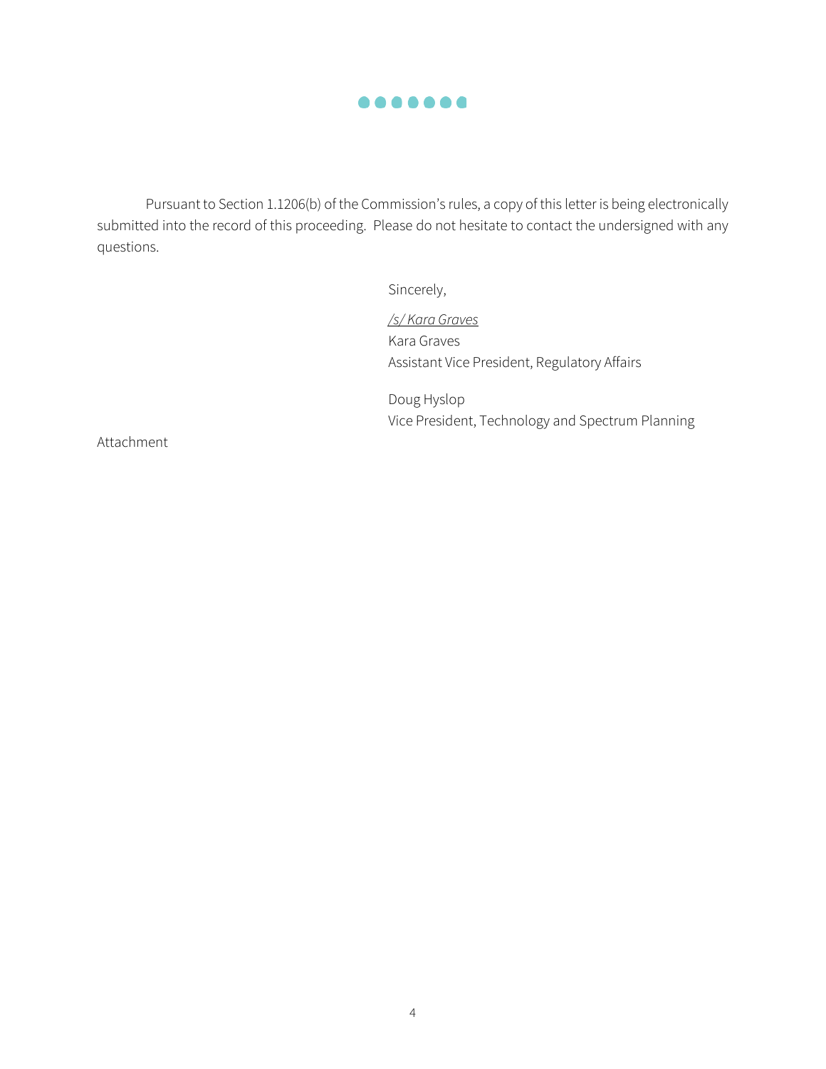Pursuant to Section 1.1206(b) of the Commission's rules, a copy of this letter is being electronically submitted into the record of this proceeding. Please do not hesitate to contact the undersigned with any questions.

Sincerely,

*/s/ Kara Graves*
Kara Graves
Assistant Vice President, Regulatory Affairs

Doug Hyslop
Vice President, Technology and Spectrum Planning

Attachment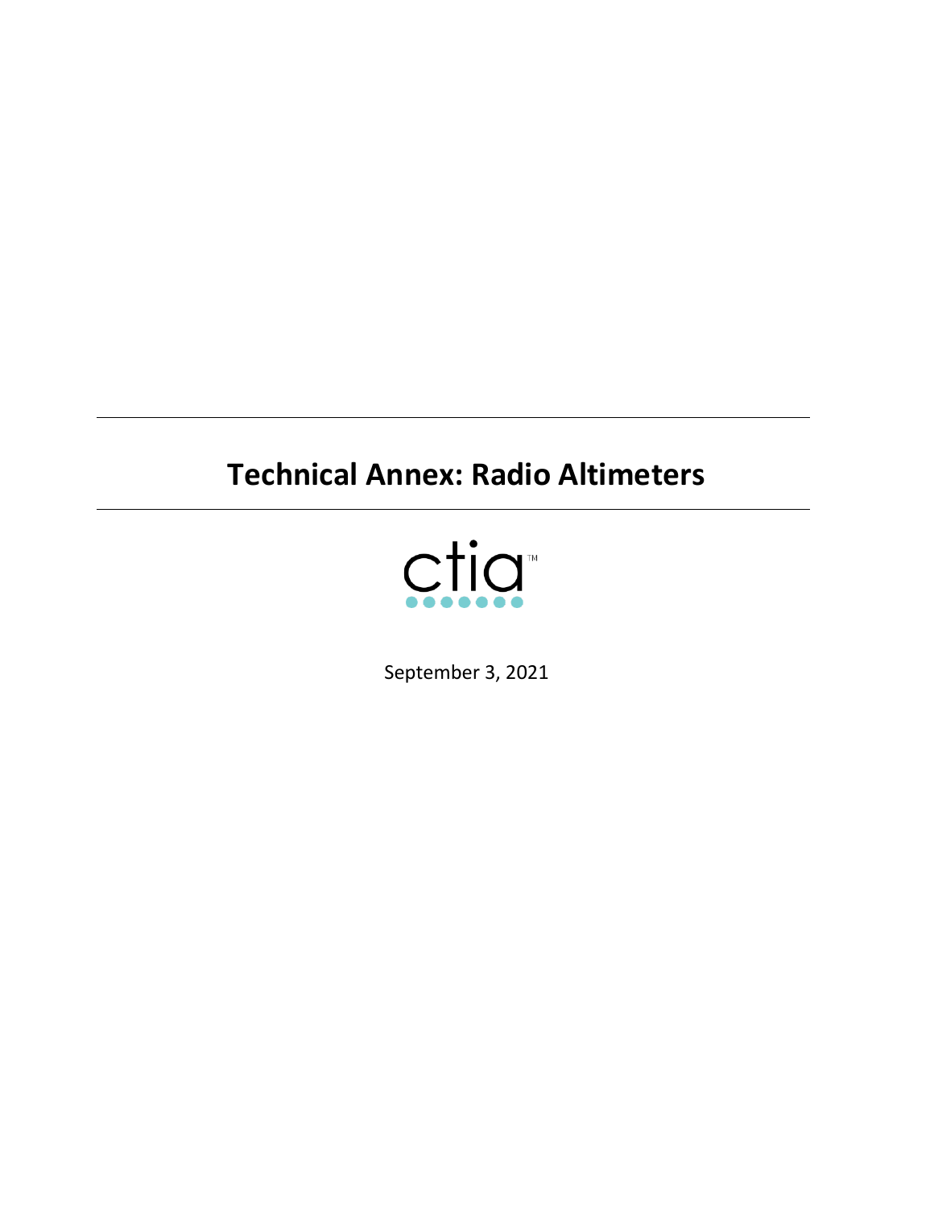# Technical Annex: Radio Altimeters

ctia

September 3, 2021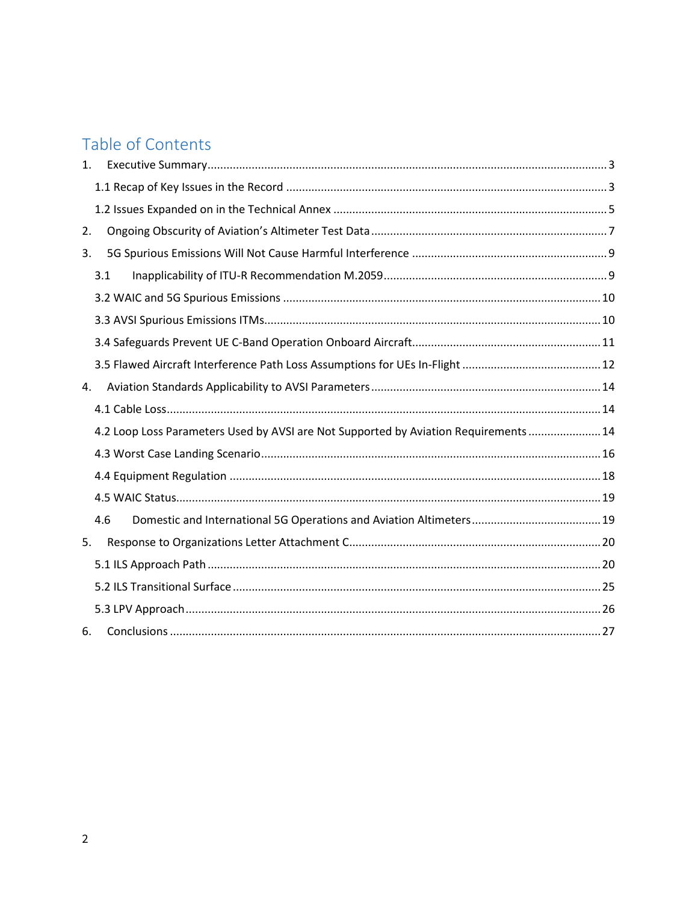# Table of Contents

1. Executive Summary ..... 3
   - 1.1 Recap of Key Issues in the Record ..... 3
   - 1.2 Issues Expanded on in the Technical Annex ..... 5
2. Ongoing Obscurity of Aviation's Altimeter Test Data ..... 7
3. 5G Spurious Emissions Will Not Cause Harmful Interference ..... 9
   - 3.1 Inapplicability of ITU-R Recommendation M.2059 ..... 9
   - 3.2 WAIC and 5G Spurious Emissions ..... 10
   - 3.3 AVSI Spurious Emissions ITMs ..... 10
   - 3.4 Safeguards Prevent UE C-Band Operation Onboard Aircraft ..... 11
   - 3.5 Flawed Aircraft Interference Path Loss Assumptions for UEs In-Flight ..... 12
4. Aviation Standards Applicability to AVSI Parameters ..... 14
   - 4.1 Cable Loss ..... 14
   - 4.2 Loop Loss Parameters Used by AVSI are Not Supported by Aviation Requirements ..... 14
   - 4.3 Worst Case Landing Scenario ..... 16
   - 4.4 Equipment Regulation ..... 18
   - 4.5 WAIC Status ..... 19
   - 4.6 Domestic and International 5G Operations and Aviation Altimeters ..... 19
5. Response to Organizations Letter Attachment C ..... 20
   - 5.1 ILS Approach Path ..... 20
   - 5.2 ILS Transitional Surface ..... 25
   - 5.3 LPV Approach ..... 26
6. Conclusions ..... 27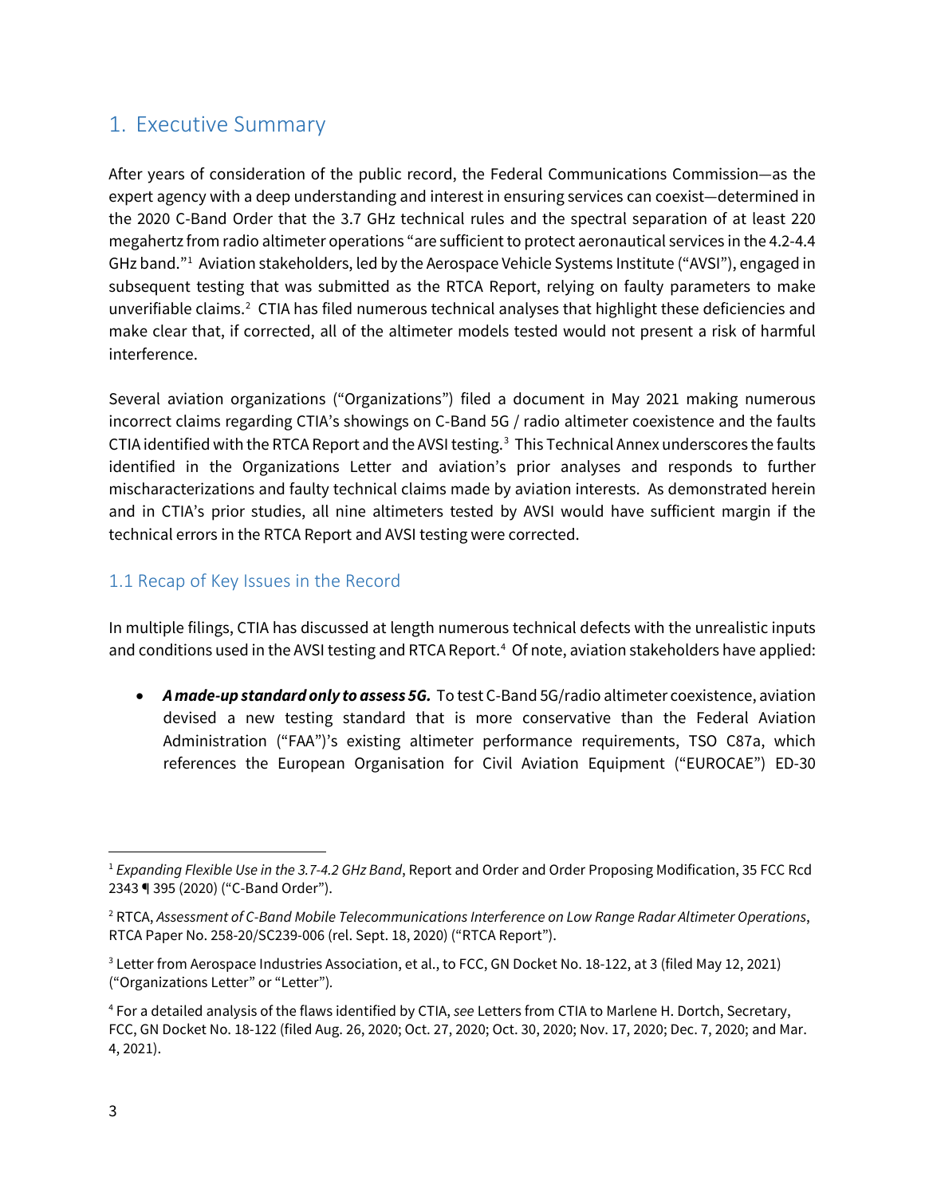# 1. Executive Summary

After years of consideration of the public record, the Federal Communications Commission—as the expert agency with a deep understanding and interest in ensuring services can coexist—determined in the 2020 C-Band Order that the 3.7 GHz technical rules and the spectral separation of at least 220 megahertz from radio altimeter operations "are sufficient to protect aeronautical services in the 4.2-4.4 GHz band."[1] Aviation stakeholders, led by the Aerospace Vehicle Systems Institute ("AVSI"), engaged in subsequent testing that was submitted as the RTCA Report, relying on faulty parameters to make unverifiable claims.[2] CTIA has filed numerous technical analyses that highlight these deficiencies and make clear that, if corrected, all of the altimeter models tested would not present a risk of harmful interference.

Several aviation organizations ("Organizations") filed a document in May 2021 making numerous incorrect claims regarding CTIA's showings on C-Band 5G / radio altimeter coexistence and the faults CTIA identified with the RTCA Report and the AVSI testing.[3] This Technical Annex underscores the faults identified in the Organizations Letter and aviation's prior analyses and responds to further mischaracterizations and faulty technical claims made by aviation interests. As demonstrated herein and in CTIA's prior studies, all nine altimeters tested by AVSI would have sufficient margin if the technical errors in the RTCA Report and AVSI testing were corrected.

## 1.1 Recap of Key Issues in the Record

In multiple filings, CTIA has discussed at length numerous technical defects with the unrealistic inputs and conditions used in the AVSI testing and RTCA Report.[4] Of note, aviation stakeholders have applied:

- ***A made-up standard only to assess 5G.*** To test C-Band 5G/radio altimeter coexistence, aviation devised a new testing standard that is more conservative than the Federal Aviation Administration ("FAA")'s existing altimeter performance requirements, TSO C87a, which references the European Organisation for Civil Aviation Equipment ("EUROCAE") ED-30

---

[1] *Expanding Flexible Use in the 3.7-4.2 GHz Band*, Report and Order and Order Proposing Modification, 35 FCC Rcd 2343 ¶ 395 (2020) ("C-Band Order").

[2] RTCA, *Assessment of C-Band Mobile Telecommunications Interference on Low Range Radar Altimeter Operations*, RTCA Paper No. 258-20/SC239-006 (rel. Sept. 18, 2020) ("RTCA Report").

[3] Letter from Aerospace Industries Association, et al., to FCC, GN Docket No. 18-122, at 3 (filed May 12, 2021) ("Organizations Letter" or "Letter").

[4] For a detailed analysis of the flaws identified by CTIA, *see* Letters from CTIA to Marlene H. Dortch, Secretary, FCC, GN Docket No. 18-122 (filed Aug. 26, 2020; Oct. 27, 2020; Oct. 30, 2020; Nov. 17, 2020; Dec. 7, 2020; and Mar. 4, 2021).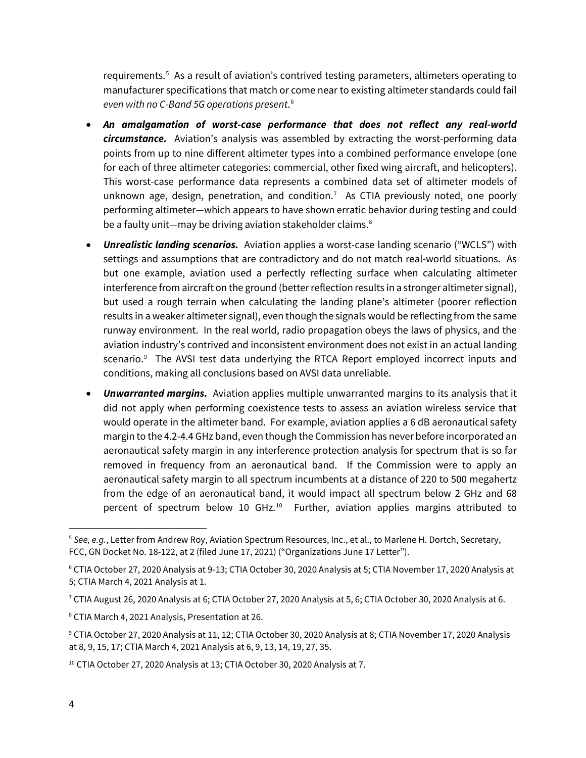requirements.[5] As a result of aviation's contrived testing parameters, altimeters operating to manufacturer specifications that match or come near to existing altimeter standards could fail *even with no C-Band 5G operations present*.[6]

- ***An amalgamation of worst-case performance that does not reflect any real-world circumstance.*** Aviation's analysis was assembled by extracting the worst-performing data points from up to nine different altimeter types into a combined performance envelope (one for each of three altimeter categories: commercial, other fixed wing aircraft, and helicopters). This worst-case performance data represents a combined data set of altimeter models of unknown age, design, penetration, and condition.[7] As CTIA previously noted, one poorly performing altimeter—which appears to have shown erratic behavior during testing and could be a faulty unit—may be driving aviation stakeholder claims.[8]

- ***Unrealistic landing scenarios.*** Aviation applies a worst-case landing scenario ("WCLS") with settings and assumptions that are contradictory and do not match real-world situations. As but one example, aviation used a perfectly reflecting surface when calculating altimeter interference from aircraft on the ground (better reflection results in a stronger altimeter signal), but used a rough terrain when calculating the landing plane's altimeter (poorer reflection results in a weaker altimeter signal), even though the signals would be reflecting from the same runway environment. In the real world, radio propagation obeys the laws of physics, and the aviation industry's contrived and inconsistent environment does not exist in an actual landing scenario.[9] The AVSI test data underlying the RTCA Report employed incorrect inputs and conditions, making all conclusions based on AVSI data unreliable.

- ***Unwarranted margins.*** Aviation applies multiple unwarranted margins to its analysis that it did not apply when performing coexistence tests to assess an aviation wireless service that would operate in the altimeter band. For example, aviation applies a 6 dB aeronautical safety margin to the 4.2-4.4 GHz band, even though the Commission has never before incorporated an aeronautical safety margin in any interference protection analysis for spectrum that is so far removed in frequency from an aeronautical band. If the Commission were to apply an aeronautical safety margin to all spectrum incumbents at a distance of 220 to 500 megahertz from the edge of an aeronautical band, it would impact all spectrum below 2 GHz and 68 percent of spectrum below 10 GHz.[10] Further, aviation applies margins attributed to

---

[5] *See, e.g.*, Letter from Andrew Roy, Aviation Spectrum Resources, Inc., et al., to Marlene H. Dortch, Secretary, FCC, GN Docket No. 18-122, at 2 (filed June 17, 2021) ("Organizations June 17 Letter").

[6] CTIA October 27, 2020 Analysis at 9-13; CTIA October 30, 2020 Analysis at 5; CTIA November 17, 2020 Analysis at 5; CTIA March 4, 2021 Analysis at 1.

[7] CTIA August 26, 2020 Analysis at 6; CTIA October 27, 2020 Analysis at 5, 6; CTIA October 30, 2020 Analysis at 6.

[8] CTIA March 4, 2021 Analysis, Presentation at 26.

[9] CTIA October 27, 2020 Analysis at 11, 12; CTIA October 30, 2020 Analysis at 8; CTIA November 17, 2020 Analysis at 8, 9, 15, 17; CTIA March 4, 2021 Analysis at 6, 9, 13, 14, 19, 27, 35.

[10] CTIA October 27, 2020 Analysis at 13; CTIA October 30, 2020 Analysis at 7.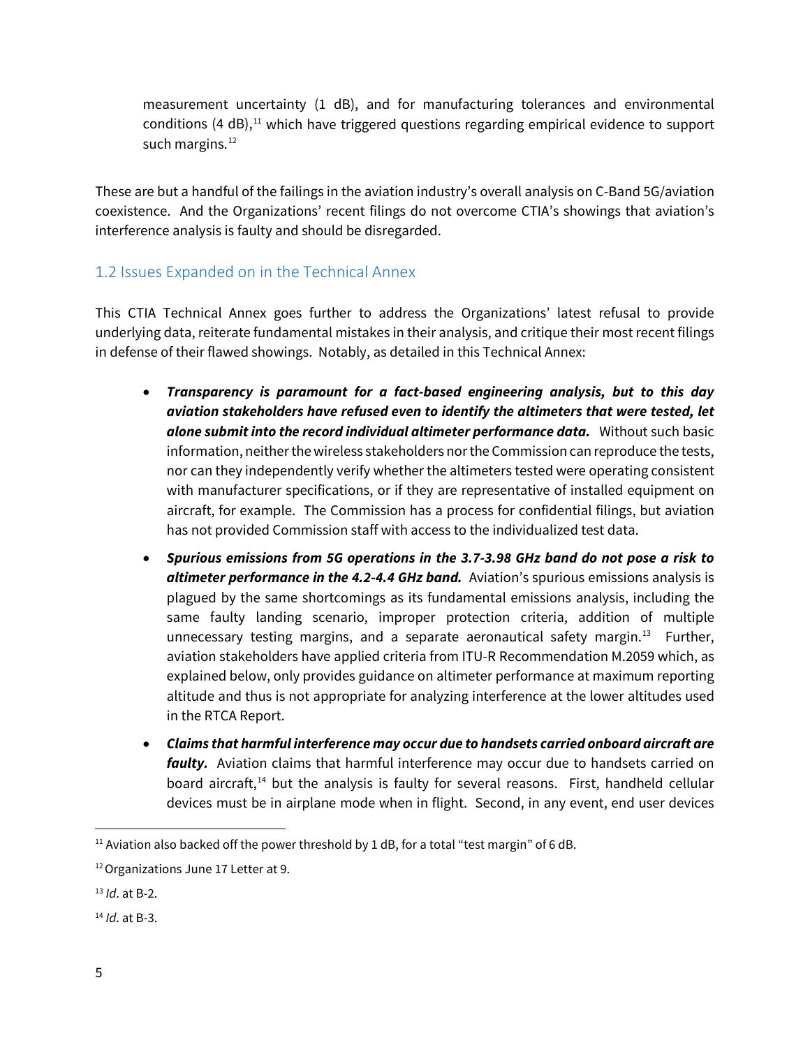measurement uncertainty (1 dB), and for manufacturing tolerances and environmental conditions (4 dB),[11] which have triggered questions regarding empirical evidence to support such margins.[12]

These are but a handful of the failings in the aviation industry's overall analysis on C-Band 5G/aviation coexistence. And the Organizations' recent filings do not overcome CTIA's showings that aviation's interference analysis is faulty and should be disregarded.

## 1.2 Issues Expanded on in the Technical Annex

This CTIA Technical Annex goes further to address the Organizations' latest refusal to provide underlying data, reiterate fundamental mistakes in their analysis, and critique their most recent filings in defense of their flawed showings. Notably, as detailed in this Technical Annex:

- ***Transparency is paramount for a fact-based engineering analysis, but to this day aviation stakeholders have refused even to identify the altimeters that were tested, let alone submit into the record individual altimeter performance data.*** Without such basic information, neither the wireless stakeholders nor the Commission can reproduce the tests, nor can they independently verify whether the altimeters tested were operating consistent with manufacturer specifications, or if they are representative of installed equipment on aircraft, for example. The Commission has a process for confidential filings, but aviation has not provided Commission staff with access to the individualized test data.
- ***Spurious emissions from 5G operations in the 3.7-3.98 GHz band do not pose a risk to altimeter performance in the 4.2-4.4 GHz band.*** Aviation's spurious emissions analysis is plagued by the same shortcomings as its fundamental emissions analysis, including the same faulty landing scenario, improper protection criteria, addition of multiple unnecessary testing margins, and a separate aeronautical safety margin.[13] Further, aviation stakeholders have applied criteria from ITU-R Recommendation M.2059 which, as explained below, only provides guidance on altimeter performance at maximum reporting altitude and thus is not appropriate for analyzing interference at the lower altitudes used in the RTCA Report.
- ***Claims that harmful interference may occur due to handsets carried onboard aircraft are faulty.*** Aviation claims that harmful interference may occur due to handsets carried on board aircraft,[14] but the analysis is faulty for several reasons. First, handheld cellular devices must be in airplane mode when in flight. Second, in any event, end user devices

---

[11] Aviation also backed off the power threshold by 1 dB, for a total "test margin" of 6 dB.

[12] Organizations June 17 Letter at 9.

[13] *Id*. at B-2.

[14] *Id*. at B-3.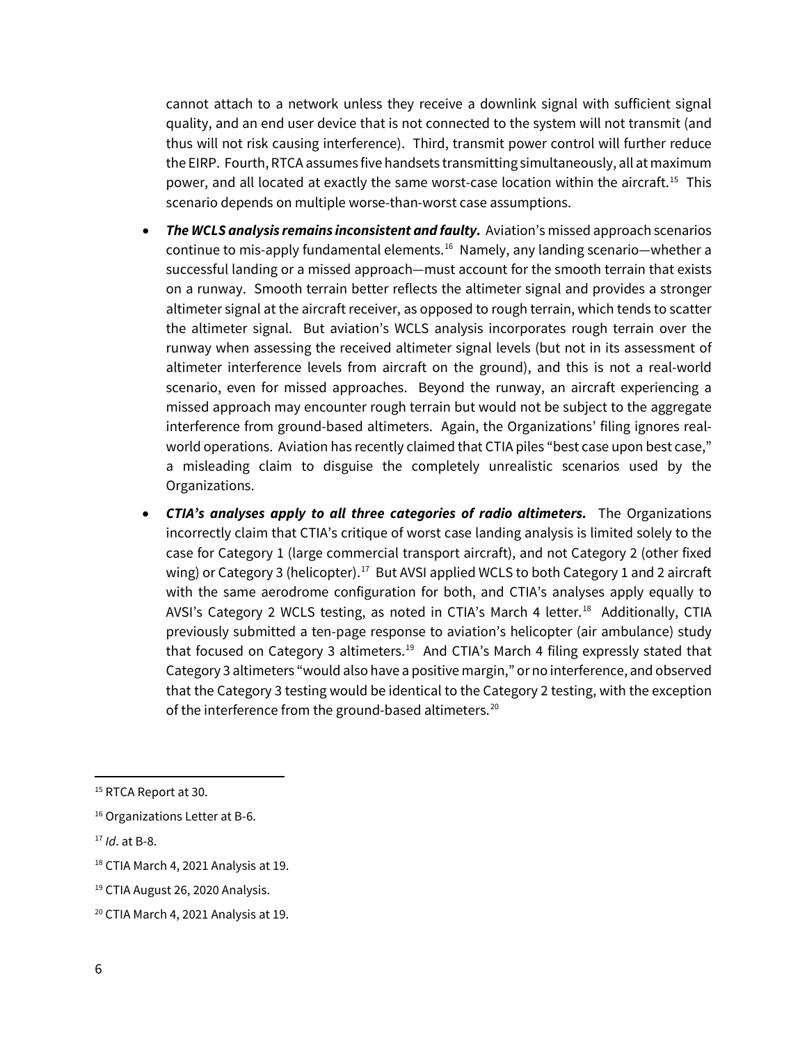cannot attach to a network unless they receive a downlink signal with sufficient signal quality, and an end user device that is not connected to the system will not transmit (and thus will not risk causing interference). Third, transmit power control will further reduce the EIRP. Fourth, RTCA assumes five handsets transmitting simultaneously, all at maximum power, and all located at exactly the same worst-case location within the aircraft.[15] This scenario depends on multiple worse-than-worst case assumptions.

- ***The WCLS analysis remains inconsistent and faulty.*** Aviation's missed approach scenarios continue to mis-apply fundamental elements.[16] Namely, any landing scenario—whether a successful landing or a missed approach—must account for the smooth terrain that exists on a runway. Smooth terrain better reflects the altimeter signal and provides a stronger altimeter signal at the aircraft receiver, as opposed to rough terrain, which tends to scatter the altimeter signal. But aviation's WCLS analysis incorporates rough terrain over the runway when assessing the received altimeter signal levels (but not in its assessment of altimeter interference levels from aircraft on the ground), and this is not a real-world scenario, even for missed approaches. Beyond the runway, an aircraft experiencing a missed approach may encounter rough terrain but would not be subject to the aggregate interference from ground-based altimeters. Again, the Organizations' filing ignores real-world operations. Aviation has recently claimed that CTIA piles "best case upon best case," a misleading claim to disguise the completely unrealistic scenarios used by the Organizations.
- ***CTIA's analyses apply to all three categories of radio altimeters.*** The Organizations incorrectly claim that CTIA's critique of worst case landing analysis is limited solely to the case for Category 1 (large commercial transport aircraft), and not Category 2 (other fixed wing) or Category 3 (helicopter).[17] But AVSI applied WCLS to both Category 1 and 2 aircraft with the same aerodrome configuration for both, and CTIA's analyses apply equally to AVSI's Category 2 WCLS testing, as noted in CTIA's March 4 letter.[18] Additionally, CTIA previously submitted a ten-page response to aviation's helicopter (air ambulance) study that focused on Category 3 altimeters.[19] And CTIA's March 4 filing expressly stated that Category 3 altimeters "would also have a positive margin," or no interference, and observed that the Category 3 testing would be identical to the Category 2 testing, with the exception of the interference from the ground-based altimeters.[20]

---

[15] RTCA Report at 30.

[16] Organizations Letter at B-6.

[17] *Id*. at B-8.

[18] CTIA March 4, 2021 Analysis at 19.

[19] CTIA August 26, 2020 Analysis.

[20] CTIA March 4, 2021 Analysis at 19.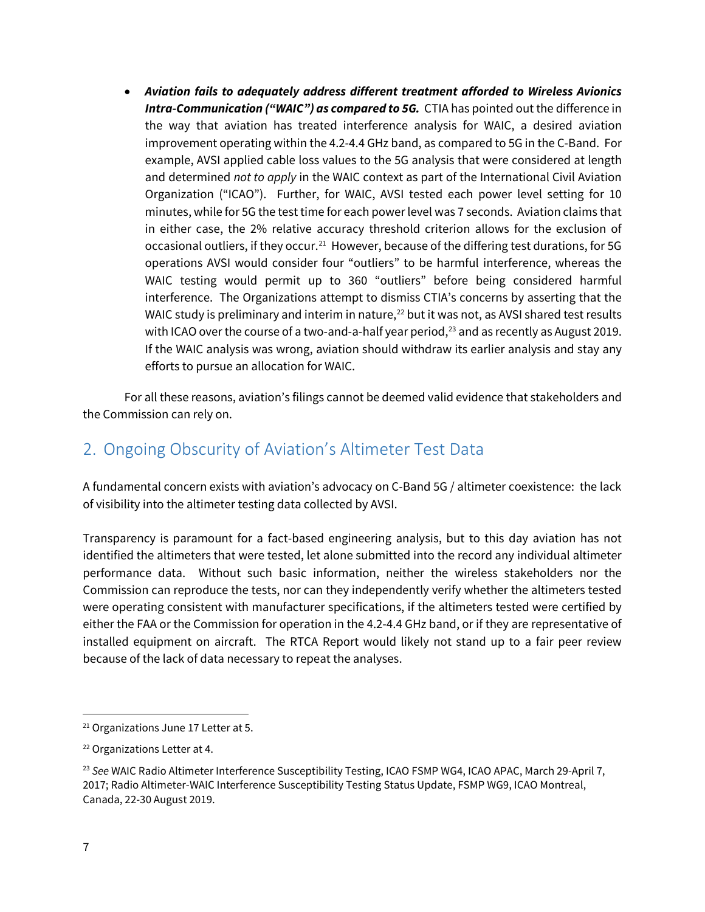- ***Aviation fails to adequately address different treatment afforded to Wireless Avionics Intra-Communication ("WAIC") as compared to 5G.*** CTIA has pointed out the difference in the way that aviation has treated interference analysis for WAIC, a desired aviation improvement operating within the 4.2-4.4 GHz band, as compared to 5G in the C-Band. For example, AVSI applied cable loss values to the 5G analysis that were considered at length and determined *not to apply* in the WAIC context as part of the International Civil Aviation Organization ("ICAO"). Further, for WAIC, AVSI tested each power level setting for 10 minutes, while for 5G the test time for each power level was 7 seconds. Aviation claims that in either case, the 2% relative accuracy threshold criterion allows for the exclusion of occasional outliers, if they occur.[21] However, because of the differing test durations, for 5G operations AVSI would consider four "outliers" to be harmful interference, whereas the WAIC testing would permit up to 360 "outliers" before being considered harmful interference. The Organizations attempt to dismiss CTIA's concerns by asserting that the WAIC study is preliminary and interim in nature,[22] but it was not, as AVSI shared test results with ICAO over the course of a two-and-a-half year period,[23] and as recently as August 2019. If the WAIC analysis was wrong, aviation should withdraw its earlier analysis and stay any efforts to pursue an allocation for WAIC.

For all these reasons, aviation's filings cannot be deemed valid evidence that stakeholders and the Commission can rely on.

## 2. Ongoing Obscurity of Aviation's Altimeter Test Data

A fundamental concern exists with aviation's advocacy on C-Band 5G / altimeter coexistence: the lack of visibility into the altimeter testing data collected by AVSI.

Transparency is paramount for a fact-based engineering analysis, but to this day aviation has not identified the altimeters that were tested, let alone submitted into the record any individual altimeter performance data. Without such basic information, neither the wireless stakeholders nor the Commission can reproduce the tests, nor can they independently verify whether the altimeters tested were operating consistent with manufacturer specifications, if the altimeters tested were certified by either the FAA or the Commission for operation in the 4.2-4.4 GHz band, or if they are representative of installed equipment on aircraft. The RTCA Report would likely not stand up to a fair peer review because of the lack of data necessary to repeat the analyses.

---

[21] Organizations June 17 Letter at 5.

[22] Organizations Letter at 4.

[23] *See* WAIC Radio Altimeter Interference Susceptibility Testing, ICAO FSMP WG4, ICAO APAC, March 29-April 7, 2017; Radio Altimeter-WAIC Interference Susceptibility Testing Status Update, FSMP WG9, ICAO Montreal, Canada, 22-30 August 2019.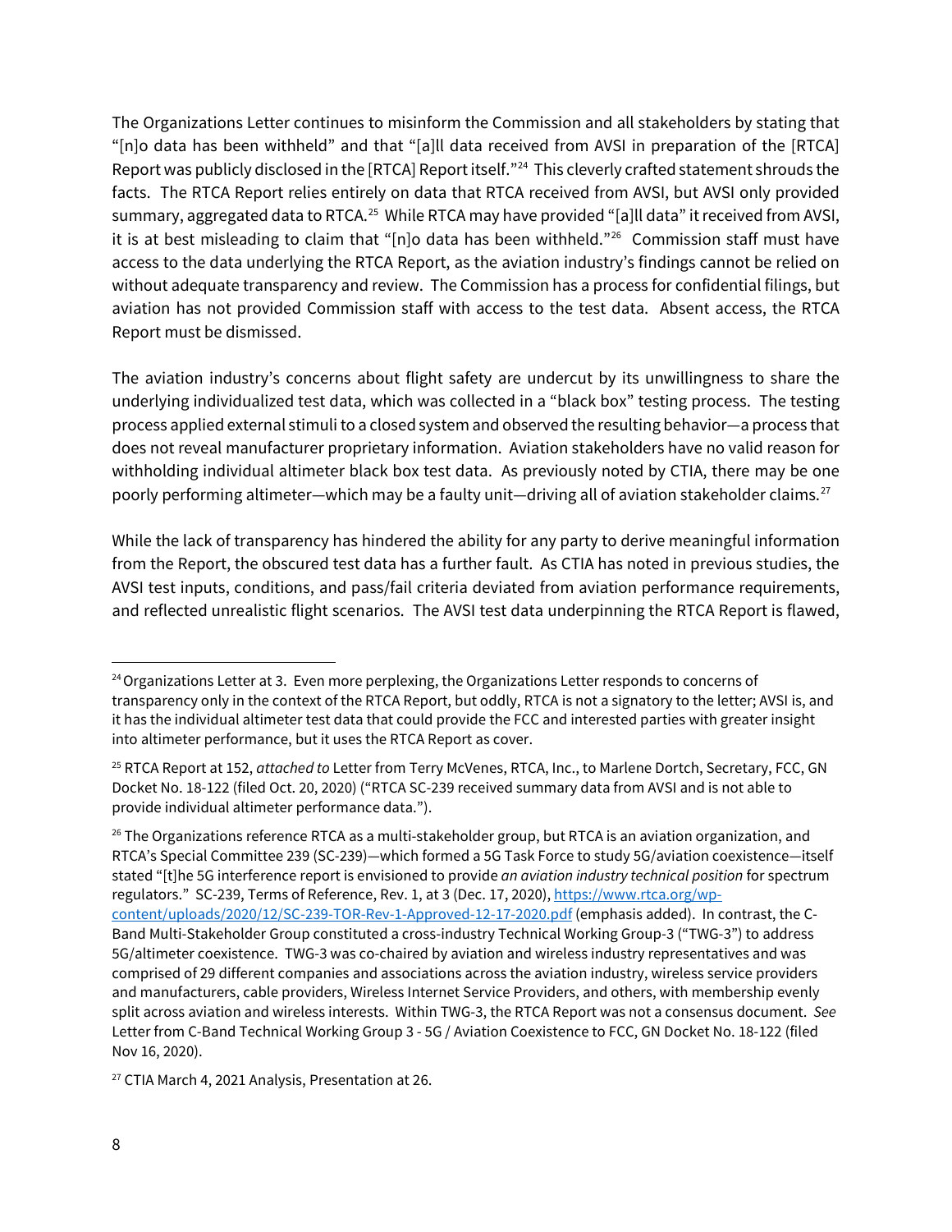The Organizations Letter continues to misinform the Commission and all stakeholders by stating that "[n]o data has been withheld" and that "[a]ll data received from AVSI in preparation of the [RTCA] Report was publicly disclosed in the [RTCA] Report itself."[24] This cleverly crafted statement shrouds the facts. The RTCA Report relies entirely on data that RTCA received from AVSI, but AVSI only provided summary, aggregated data to RTCA.[25] While RTCA may have provided "[a]ll data" it received from AVSI, it is at best misleading to claim that "[n]o data has been withheld."[26] Commission staff must have access to the data underlying the RTCA Report, as the aviation industry's findings cannot be relied on without adequate transparency and review. The Commission has a process for confidential filings, but aviation has not provided Commission staff with access to the test data. Absent access, the RTCA Report must be dismissed.

The aviation industry's concerns about flight safety are undercut by its unwillingness to share the underlying individualized test data, which was collected in a "black box" testing process. The testing process applied external stimuli to a closed system and observed the resulting behavior—a process that does not reveal manufacturer proprietary information. Aviation stakeholders have no valid reason for withholding individual altimeter black box test data. As previously noted by CTIA, there may be one poorly performing altimeter—which may be a faulty unit—driving all of aviation stakeholder claims.[27]

While the lack of transparency has hindered the ability for any party to derive meaningful information from the Report, the obscured test data has a further fault. As CTIA has noted in previous studies, the AVSI test inputs, conditions, and pass/fail criteria deviated from aviation performance requirements, and reflected unrealistic flight scenarios. The AVSI test data underpinning the RTCA Report is flawed,

---

[24] Organizations Letter at 3. Even more perplexing, the Organizations Letter responds to concerns of transparency only in the context of the RTCA Report, but oddly, RTCA is not a signatory to the letter; AVSI is, and it has the individual altimeter test data that could provide the FCC and interested parties with greater insight into altimeter performance, but it uses the RTCA Report as cover.

[25] RTCA Report at 152, *attached to* Letter from Terry McVenes, RTCA, Inc., to Marlene Dortch, Secretary, FCC, GN Docket No. 18-122 (filed Oct. 20, 2020) ("RTCA SC-239 received summary data from AVSI and is not able to provide individual altimeter performance data.").

[26] The Organizations reference RTCA as a multi-stakeholder group, but RTCA is an aviation organization, and RTCA's Special Committee 239 (SC-239)—which formed a 5G Task Force to study 5G/aviation coexistence—itself stated "[t]he 5G interference report is envisioned to provide *an aviation industry technical position* for spectrum regulators." SC-239, Terms of Reference, Rev. 1, at 3 (Dec. 17, 2020), https://www.rtca.org/wp-content/uploads/2020/12/SC-239-TOR-Rev-1-Approved-12-17-2020.pdf (emphasis added). In contrast, the C-Band Multi-Stakeholder Group constituted a cross-industry Technical Working Group-3 ("TWG-3") to address 5G/altimeter coexistence. TWG-3 was co-chaired by aviation and wireless industry representatives and was comprised of 29 different companies and associations across the aviation industry, wireless service providers and manufacturers, cable providers, Wireless Internet Service Providers, and others, with membership evenly split across aviation and wireless interests. Within TWG-3, the RTCA Report was not a consensus document. *See* Letter from C-Band Technical Working Group 3 - 5G / Aviation Coexistence to FCC, GN Docket No. 18-122 (filed Nov 16, 2020).

[27] CTIA March 4, 2021 Analysis, Presentation at 26.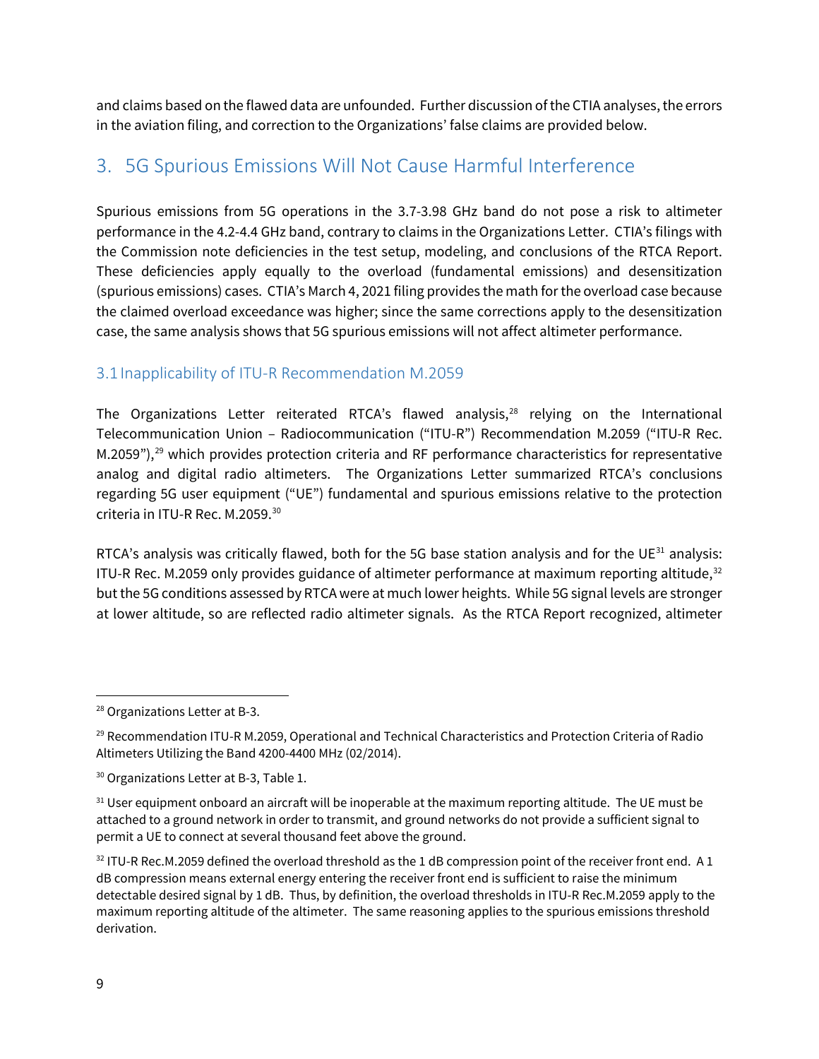and claims based on the flawed data are unfounded. Further discussion of the CTIA analyses, the errors in the aviation filing, and correction to the Organizations' false claims are provided below.

## 3. 5G Spurious Emissions Will Not Cause Harmful Interference

Spurious emissions from 5G operations in the 3.7-3.98 GHz band do not pose a risk to altimeter performance in the 4.2-4.4 GHz band, contrary to claims in the Organizations Letter. CTIA's filings with the Commission note deficiencies in the test setup, modeling, and conclusions of the RTCA Report. These deficiencies apply equally to the overload (fundamental emissions) and desensitization (spurious emissions) cases. CTIA's March 4, 2021 filing provides the math for the overload case because the claimed overload exceedance was higher; since the same corrections apply to the desensitization case, the same analysis shows that 5G spurious emissions will not affect altimeter performance.

### 3.1 Inapplicability of ITU-R Recommendation M.2059

The Organizations Letter reiterated RTCA's flawed analysis,[28] relying on the International Telecommunication Union – Radiocommunication ("ITU-R") Recommendation M.2059 ("ITU-R Rec. M.2059"),[29] which provides protection criteria and RF performance characteristics for representative analog and digital radio altimeters. The Organizations Letter summarized RTCA's conclusions regarding 5G user equipment ("UE") fundamental and spurious emissions relative to the protection criteria in ITU-R Rec. M.2059.[30]

RTCA's analysis was critically flawed, both for the 5G base station analysis and for the UE[31] analysis: ITU-R Rec. M.2059 only provides guidance of altimeter performance at maximum reporting altitude,[32] but the 5G conditions assessed by RTCA were at much lower heights. While 5G signal levels are stronger at lower altitude, so are reflected radio altimeter signals. As the RTCA Report recognized, altimeter

---

[28] Organizations Letter at B-3.

[29] Recommendation ITU-R M.2059, Operational and Technical Characteristics and Protection Criteria of Radio Altimeters Utilizing the Band 4200-4400 MHz (02/2014).

[30] Organizations Letter at B-3, Table 1.

[31] User equipment onboard an aircraft will be inoperable at the maximum reporting altitude. The UE must be attached to a ground network in order to transmit, and ground networks do not provide a sufficient signal to permit a UE to connect at several thousand feet above the ground.

[32] ITU-R Rec.M.2059 defined the overload threshold as the 1 dB compression point of the receiver front end. A 1 dB compression means external energy entering the receiver front end is sufficient to raise the minimum detectable desired signal by 1 dB. Thus, by definition, the overload thresholds in ITU-R Rec.M.2059 apply to the maximum reporting altitude of the altimeter. The same reasoning applies to the spurious emissions threshold derivation.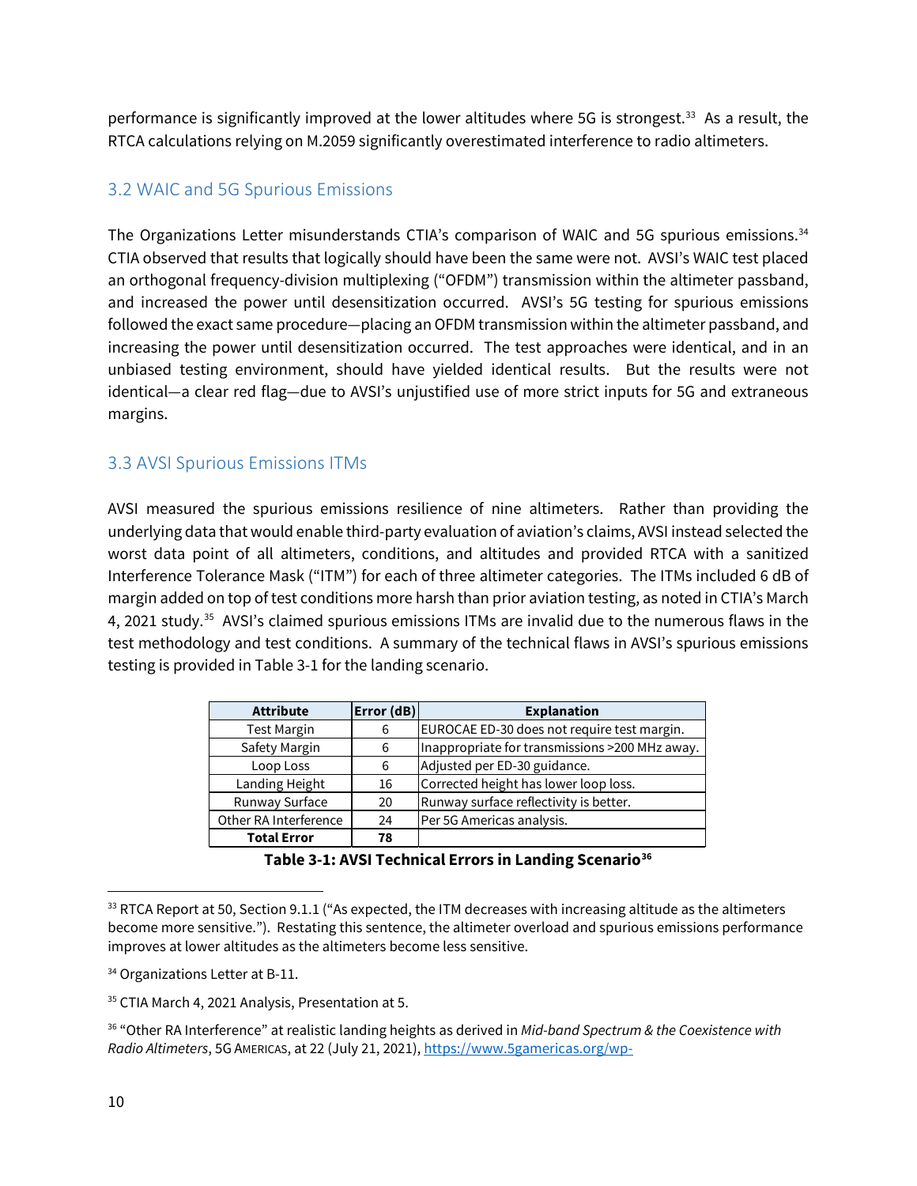performance is significantly improved at the lower altitudes where 5G is strongest.[33] As a result, the RTCA calculations relying on M.2059 significantly overestimated interference to radio altimeters.

### 3.2 WAIC and 5G Spurious Emissions

The Organizations Letter misunderstands CTIA's comparison of WAIC and 5G spurious emissions.[34] CTIA observed that results that logically should have been the same were not. AVSI's WAIC test placed an orthogonal frequency-division multiplexing ("OFDM") transmission within the altimeter passband, and increased the power until desensitization occurred. AVSI's 5G testing for spurious emissions followed the exact same procedure—placing an OFDM transmission within the altimeter passband, and increasing the power until desensitization occurred. The test approaches were identical, and in an unbiased testing environment, should have yielded identical results. But the results were not identical—a clear red flag—due to AVSI's unjustified use of more strict inputs for 5G and extraneous margins.

### 3.3 AVSI Spurious Emissions ITMs

AVSI measured the spurious emissions resilience of nine altimeters. Rather than providing the underlying data that would enable third-party evaluation of aviation's claims, AVSI instead selected the worst data point of all altimeters, conditions, and altitudes and provided RTCA with a sanitized Interference Tolerance Mask ("ITM") for each of three altimeter categories. The ITMs included 6 dB of margin added on top of test conditions more harsh than prior aviation testing, as noted in CTIA's March 4, 2021 study.[35] AVSI's claimed spurious emissions ITMs are invalid due to the numerous flaws in the test methodology and test conditions. A summary of the technical flaws in AVSI's spurious emissions testing is provided in Table 3-1 for the landing scenario.

| Attribute | Error (dB) | Explanation |
|---|---|---|
| Test Margin | 6 | EUROCAE ED-30 does not require test margin. |
| Safety Margin | 6 | Inappropriate for transmissions >200 MHz away. |
| Loop Loss | 6 | Adjusted per ED-30 guidance. |
| Landing Height | 16 | Corrected height has lower loop loss. |
| Runway Surface | 20 | Runway surface reflectivity is better. |
| Other RA Interference | 24 | Per 5G Americas analysis. |
| **Total Error** | **78** | |

**Table 3-1: AVSI Technical Errors in Landing Scenario[36]**

---

[33] RTCA Report at 50, Section 9.1.1 ("As expected, the ITM decreases with increasing altitude as the altimeters become more sensitive."). Restating this sentence, the altimeter overload and spurious emissions performance improves at lower altitudes as the altimeters become less sensitive.

[34] Organizations Letter at B-11.

[35] CTIA March 4, 2021 Analysis, Presentation at 5.

[36] "Other RA Interference" at realistic landing heights as derived in *Mid-band Spectrum & the Coexistence with Radio Altimeters*, 5G AMERICAS, at 22 (July 21, 2021), https://www.5gamericas.org/wp-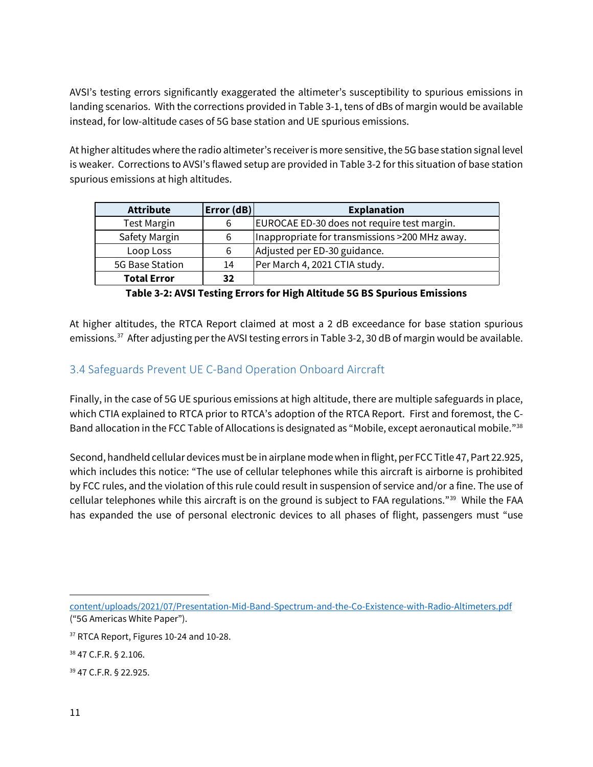AVSI's testing errors significantly exaggerated the altimeter's susceptibility to spurious emissions in landing scenarios. With the corrections provided in Table 3-1, tens of dBs of margin would be available instead, for low-altitude cases of 5G base station and UE spurious emissions.

At higher altitudes where the radio altimeter's receiver is more sensitive, the 5G base station signal level is weaker. Corrections to AVSI's flawed setup are provided in Table 3-2 for this situation of base station spurious emissions at high altitudes.

| Attribute | Error (dB) | Explanation |
|---|---|---|
| Test Margin | 6 | EUROCAE ED-30 does not require test margin. |
| Safety Margin | 6 | Inappropriate for transmissions >200 MHz away. |
| Loop Loss | 6 | Adjusted per ED-30 guidance. |
| 5G Base Station | 14 | Per March 4, 2021 CTIA study. |
| **Total Error** | **32** | |

**Table 3-2: AVSI Testing Errors for High Altitude 5G BS Spurious Emissions**

At higher altitudes, the RTCA Report claimed at most a 2 dB exceedance for base station spurious emissions.[37] After adjusting per the AVSI testing errors in Table 3-2, 30 dB of margin would be available.

## 3.4 Safeguards Prevent UE C-Band Operation Onboard Aircraft

Finally, in the case of 5G UE spurious emissions at high altitude, there are multiple safeguards in place, which CTIA explained to RTCA prior to RTCA's adoption of the RTCA Report. First and foremost, the C-Band allocation in the FCC Table of Allocations is designated as "Mobile, except aeronautical mobile."[38]

Second, handheld cellular devices must be in airplane mode when in flight, per FCC Title 47, Part 22.925, which includes this notice: "The use of cellular telephones while this aircraft is airborne is prohibited by FCC rules, and the violation of this rule could result in suspension of service and/or a fine. The use of cellular telephones while this aircraft is on the ground is subject to FAA regulations."[39] While the FAA has expanded the use of personal electronic devices to all phases of flight, passengers must "use

---

content/uploads/2021/07/Presentation-Mid-Band-Spectrum-and-the-Co-Existence-with-Radio-Altimeters.pdf ("5G Americas White Paper").

[37] RTCA Report, Figures 10-24 and 10-28.

[38] 47 C.F.R. § 2.106.

[39] 47 C.F.R. § 22.925.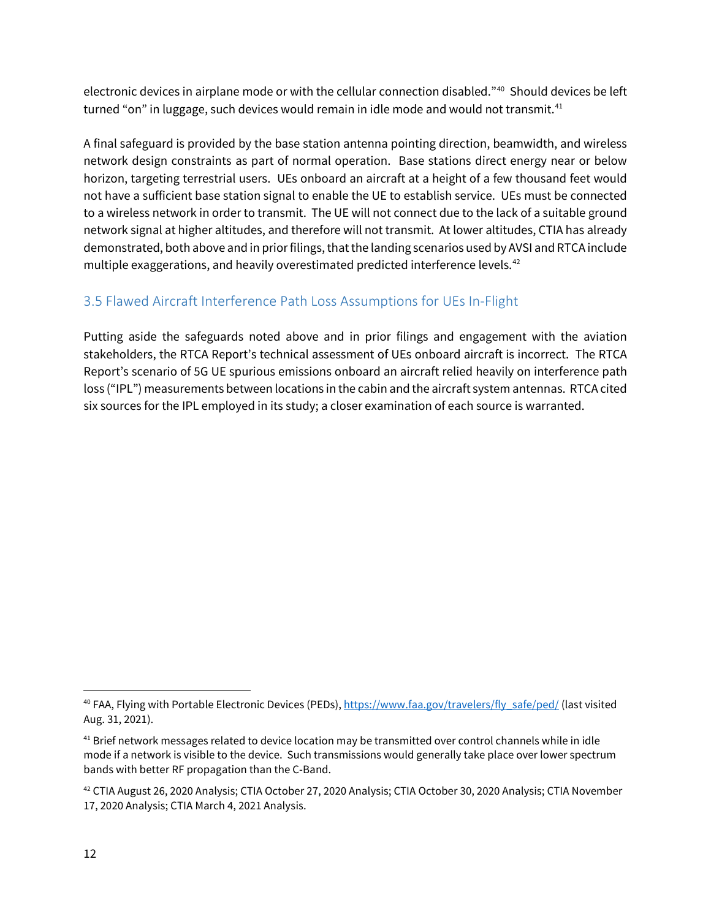electronic devices in airplane mode or with the cellular connection disabled."[40] Should devices be left turned "on" in luggage, such devices would remain in idle mode and would not transmit.[41]

A final safeguard is provided by the base station antenna pointing direction, beamwidth, and wireless network design constraints as part of normal operation. Base stations direct energy near or below horizon, targeting terrestrial users. UEs onboard an aircraft at a height of a few thousand feet would not have a sufficient base station signal to enable the UE to establish service. UEs must be connected to a wireless network in order to transmit. The UE will not connect due to the lack of a suitable ground network signal at higher altitudes, and therefore will not transmit. At lower altitudes, CTIA has already demonstrated, both above and in prior filings, that the landing scenarios used by AVSI and RTCA include multiple exaggerations, and heavily overestimated predicted interference levels.[42]

### 3.5 Flawed Aircraft Interference Path Loss Assumptions for UEs In-Flight

Putting aside the safeguards noted above and in prior filings and engagement with the aviation stakeholders, the RTCA Report's technical assessment of UEs onboard aircraft is incorrect. The RTCA Report's scenario of 5G UE spurious emissions onboard an aircraft relied heavily on interference path loss ("IPL") measurements between locations in the cabin and the aircraft system antennas. RTCA cited six sources for the IPL employed in its study; a closer examination of each source is warranted.

---

[40] FAA, Flying with Portable Electronic Devices (PEDs), https://www.faa.gov/travelers/fly_safe/ped/ (last visited Aug. 31, 2021).

[41] Brief network messages related to device location may be transmitted over control channels while in idle mode if a network is visible to the device. Such transmissions would generally take place over lower spectrum bands with better RF propagation than the C-Band.

[42] CTIA August 26, 2020 Analysis; CTIA October 27, 2020 Analysis; CTIA October 30, 2020 Analysis; CTIA November 17, 2020 Analysis; CTIA March 4, 2021 Analysis.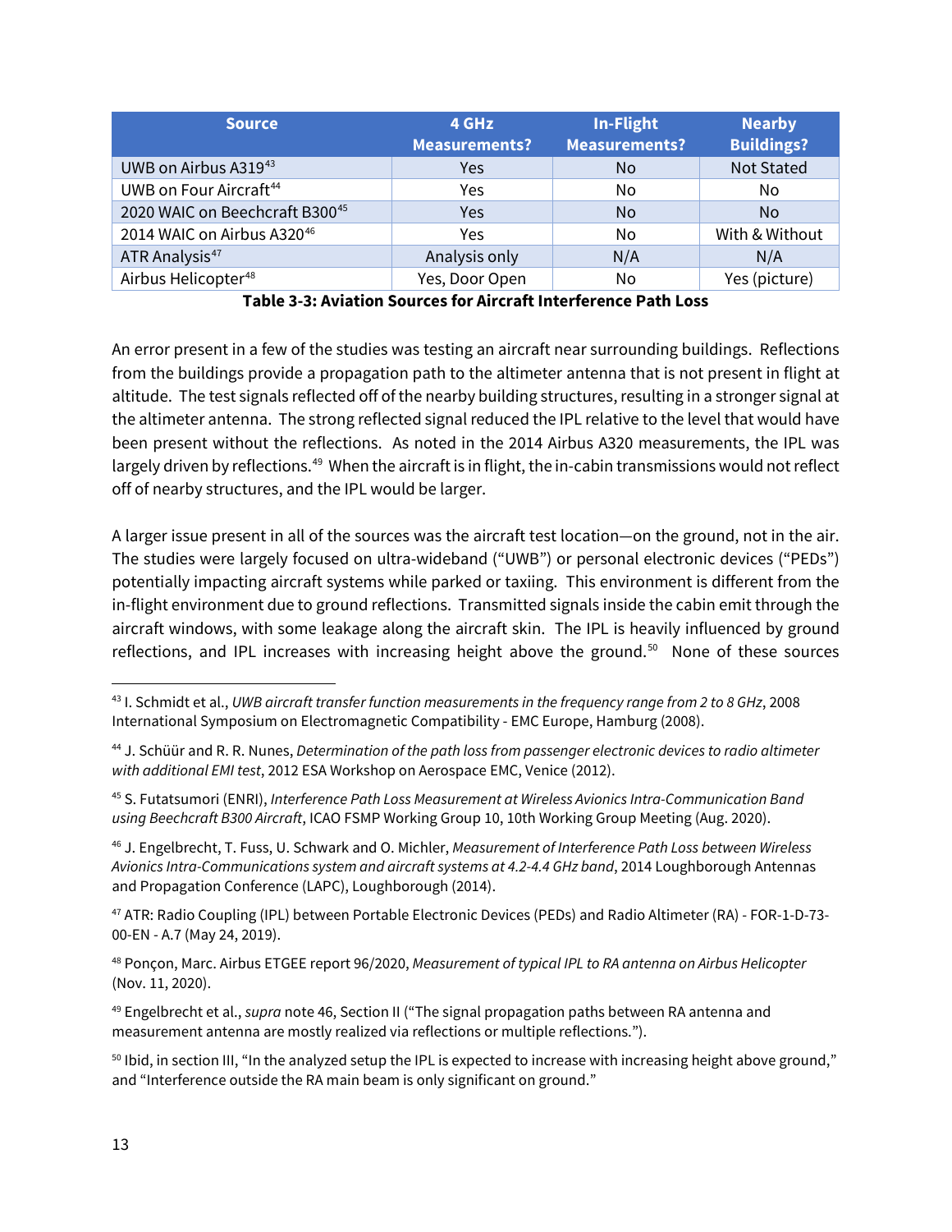| Source | 4 GHz Measurements? | In-Flight Measurements? | Nearby Buildings? |
|---|---|---|---|
| UWB on Airbus A319[43] | Yes | No | Not Stated |
| UWB on Four Aircraft[44] | Yes | No | No |
| 2020 WAIC on Beechcraft B300[45] | Yes | No | No |
| 2014 WAIC on Airbus A320[46] | Yes | No | With & Without |
| ATR Analysis[47] | Analysis only | N/A | N/A |
| Airbus Helicopter[48] | Yes, Door Open | No | Yes (picture) |

**Table 3-3: Aviation Sources for Aircraft Interference Path Loss**

An error present in a few of the studies was testing an aircraft near surrounding buildings. Reflections from the buildings provide a propagation path to the altimeter antenna that is not present in flight at altitude. The test signals reflected off of the nearby building structures, resulting in a stronger signal at the altimeter antenna. The strong reflected signal reduced the IPL relative to the level that would have been present without the reflections. As noted in the 2014 Airbus A320 measurements, the IPL was largely driven by reflections.[49] When the aircraft is in flight, the in-cabin transmissions would not reflect off of nearby structures, and the IPL would be larger.

A larger issue present in all of the sources was the aircraft test location—on the ground, not in the air. The studies were largely focused on ultra-wideband ("UWB") or personal electronic devices ("PEDs") potentially impacting aircraft systems while parked or taxiing. This environment is different from the in-flight environment due to ground reflections. Transmitted signals inside the cabin emit through the aircraft windows, with some leakage along the aircraft skin. The IPL is heavily influenced by ground reflections, and IPL increases with increasing height above the ground.[50] None of these sources

---

[43] I. Schmidt et al., *UWB aircraft transfer function measurements in the frequency range from 2 to 8 GHz*, 2008 International Symposium on Electromagnetic Compatibility - EMC Europe, Hamburg (2008).

[44] J. Schüür and R. R. Nunes, *Determination of the path loss from passenger electronic devices to radio altimeter with additional EMI test*, 2012 ESA Workshop on Aerospace EMC, Venice (2012).

[45] S. Futatsumori (ENRI), *Interference Path Loss Measurement at Wireless Avionics Intra-Communication Band using Beechcraft B300 Aircraft*, ICAO FSMP Working Group 10, 10th Working Group Meeting (Aug. 2020).

[46] J. Engelbrecht, T. Fuss, U. Schwark and O. Michler, *Measurement of Interference Path Loss between Wireless Avionics Intra-Communications system and aircraft systems at 4.2-4.4 GHz band*, 2014 Loughborough Antennas and Propagation Conference (LAPC), Loughborough (2014).

[47] ATR: Radio Coupling (IPL) between Portable Electronic Devices (PEDs) and Radio Altimeter (RA) - FOR-1-D-73-00-EN - A.7 (May 24, 2019).

[48] Ponçon, Marc. Airbus ETGEE report 96/2020, *Measurement of typical IPL to RA antenna on Airbus Helicopter* (Nov. 11, 2020).

[49] Engelbrecht et al., *supra* note 46, Section II ("The signal propagation paths between RA antenna and measurement antenna are mostly realized via reflections or multiple reflections.").

[50] Ibid, in section III, "In the analyzed setup the IPL is expected to increase with increasing height above ground," and "Interference outside the RA main beam is only significant on ground."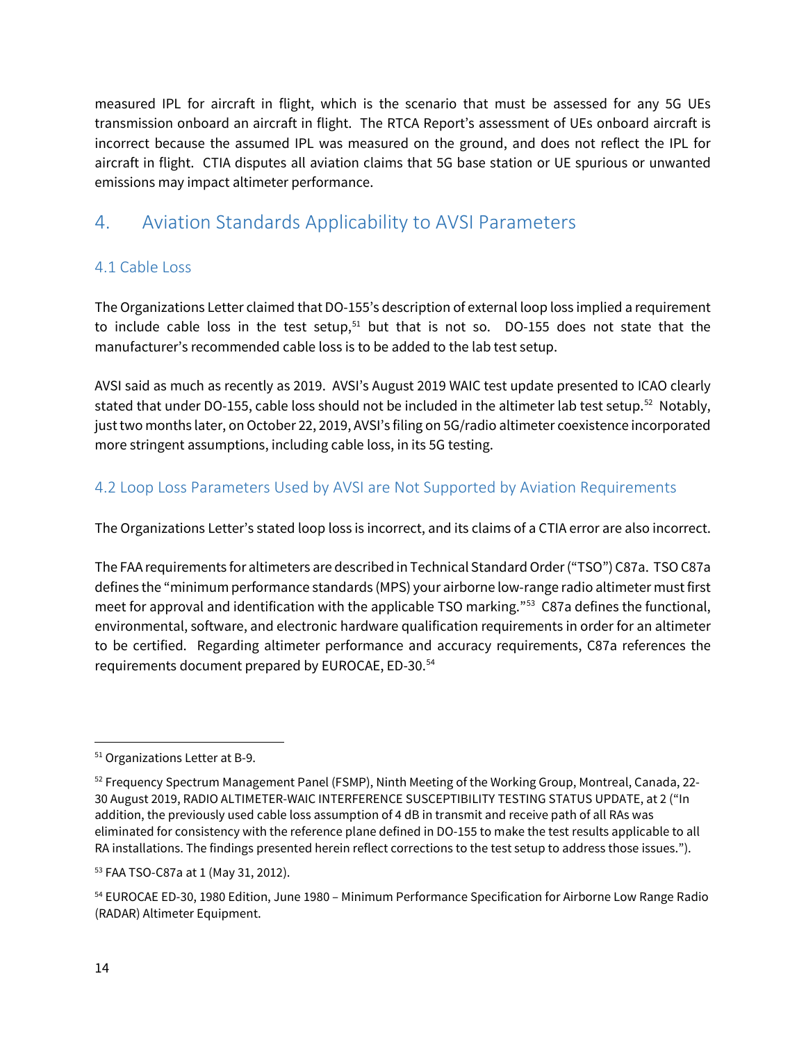measured IPL for aircraft in flight, which is the scenario that must be assessed for any 5G UEs transmission onboard an aircraft in flight. The RTCA Report's assessment of UEs onboard aircraft is incorrect because the assumed IPL was measured on the ground, and does not reflect the IPL for aircraft in flight. CTIA disputes all aviation claims that 5G base station or UE spurious or unwanted emissions may impact altimeter performance.

## 4. Aviation Standards Applicability to AVSI Parameters

### 4.1 Cable Loss

The Organizations Letter claimed that DO-155's description of external loop loss implied a requirement to include cable loss in the test setup,[51] but that is not so. DO-155 does not state that the manufacturer's recommended cable loss is to be added to the lab test setup.

AVSI said as much as recently as 2019. AVSI's August 2019 WAIC test update presented to ICAO clearly stated that under DO-155, cable loss should not be included in the altimeter lab test setup.[52] Notably, just two months later, on October 22, 2019, AVSI's filing on 5G/radio altimeter coexistence incorporated more stringent assumptions, including cable loss, in its 5G testing.

### 4.2 Loop Loss Parameters Used by AVSI are Not Supported by Aviation Requirements

The Organizations Letter's stated loop loss is incorrect, and its claims of a CTIA error are also incorrect.

The FAA requirements for altimeters are described in Technical Standard Order ("TSO") C87a. TSO C87a defines the "minimum performance standards (MPS) your airborne low-range radio altimeter must first meet for approval and identification with the applicable TSO marking."[53] C87a defines the functional, environmental, software, and electronic hardware qualification requirements in order for an altimeter to be certified. Regarding altimeter performance and accuracy requirements, C87a references the requirements document prepared by EUROCAE, ED-30.[54]

---

[51] Organizations Letter at B-9.

[52] Frequency Spectrum Management Panel (FSMP), Ninth Meeting of the Working Group, Montreal, Canada, 22-30 August 2019, RADIO ALTIMETER-WAIC INTERFERENCE SUSCEPTIBILITY TESTING STATUS UPDATE, at 2 ("In addition, the previously used cable loss assumption of 4 dB in transmit and receive path of all RAs was eliminated for consistency with the reference plane defined in DO-155 to make the test results applicable to all RA installations. The findings presented herein reflect corrections to the test setup to address those issues.").

[53] FAA TSO-C87a at 1 (May 31, 2012).

[54] EUROCAE ED-30, 1980 Edition, June 1980 – Minimum Performance Specification for Airborne Low Range Radio (RADAR) Altimeter Equipment.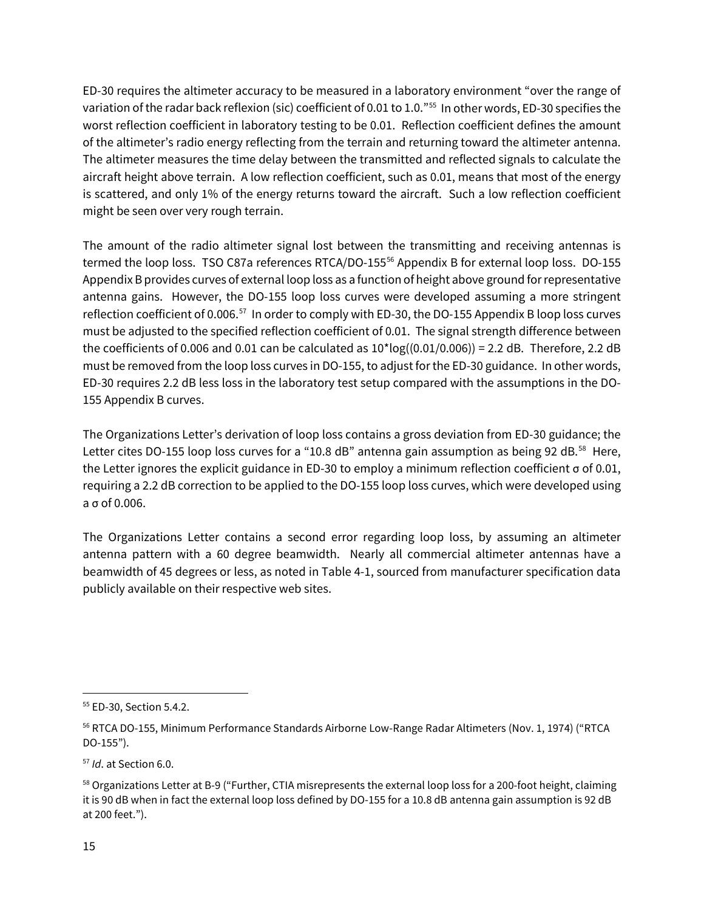ED-30 requires the altimeter accuracy to be measured in a laboratory environment "over the range of variation of the radar back reflexion (sic) coefficient of 0.01 to 1.0."[55] In other words, ED-30 specifies the worst reflection coefficient in laboratory testing to be 0.01. Reflection coefficient defines the amount of the altimeter's radio energy reflecting from the terrain and returning toward the altimeter antenna. The altimeter measures the time delay between the transmitted and reflected signals to calculate the aircraft height above terrain. A low reflection coefficient, such as 0.01, means that most of the energy is scattered, and only 1% of the energy returns toward the aircraft. Such a low reflection coefficient might be seen over very rough terrain.

The amount of the radio altimeter signal lost between the transmitting and receiving antennas is termed the loop loss. TSO C87a references RTCA/DO-155[56] Appendix B for external loop loss. DO-155 Appendix B provides curves of external loop loss as a function of height above ground for representative antenna gains. However, the DO-155 loop loss curves were developed assuming a more stringent reflection coefficient of 0.006.[57] In order to comply with ED-30, the DO-155 Appendix B loop loss curves must be adjusted to the specified reflection coefficient of 0.01. The signal strength difference between the coefficients of 0.006 and 0.01 can be calculated as $10*\log((0.01/0.006)) = 2.2$ dB. Therefore, 2.2 dB must be removed from the loop loss curves in DO-155, to adjust for the ED-30 guidance. In other words, ED-30 requires 2.2 dB less loss in the laboratory test setup compared with the assumptions in the DO-155 Appendix B curves.

The Organizations Letter's derivation of loop loss contains a gross deviation from ED-30 guidance; the Letter cites DO-155 loop loss curves for a "10.8 dB" antenna gain assumption as being 92 dB.[58] Here, the Letter ignores the explicit guidance in ED-30 to employ a minimum reflection coefficient $\sigma$ of 0.01, requiring a 2.2 dB correction to be applied to the DO-155 loop loss curves, which were developed using a $\sigma$ of 0.006.

The Organizations Letter contains a second error regarding loop loss, by assuming an altimeter antenna pattern with a 60 degree beamwidth. Nearly all commercial altimeter antennas have a beamwidth of 45 degrees or less, as noted in Table 4-1, sourced from manufacturer specification data publicly available on their respective web sites.

---

[55] ED-30, Section 5.4.2.

[56] RTCA DO-155, Minimum Performance Standards Airborne Low-Range Radar Altimeters (Nov. 1, 1974) ("RTCA DO-155").

[57] *Id*. at Section 6.0.

[58] Organizations Letter at B-9 ("Further, CTIA misrepresents the external loop loss for a 200-foot height, claiming it is 90 dB when in fact the external loop loss defined by DO-155 for a 10.8 dB antenna gain assumption is 92 dB at 200 feet.").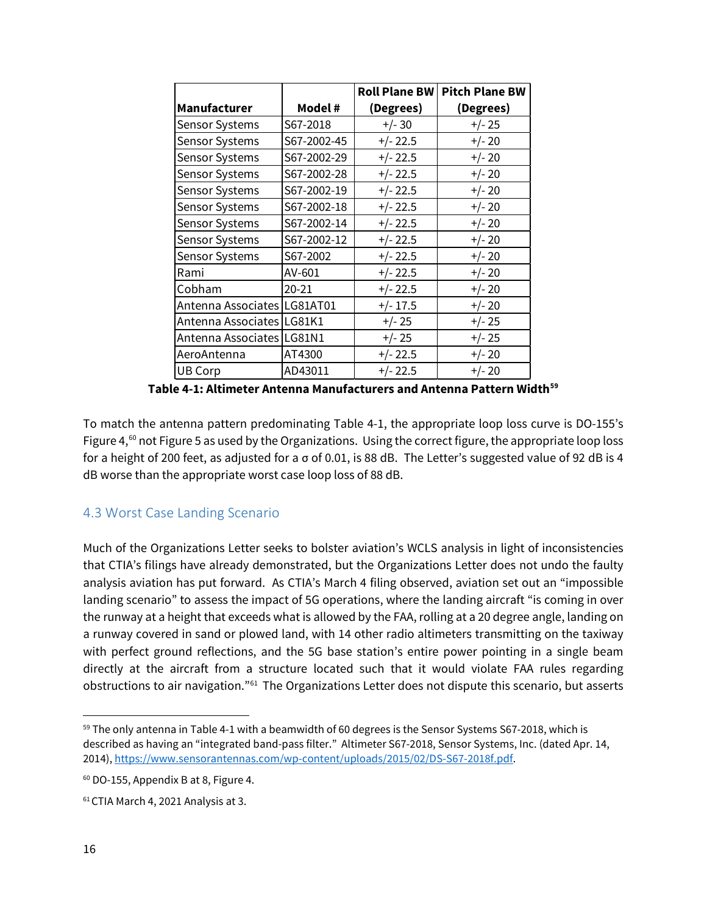| Manufacturer | Model # | Roll Plane BW (Degrees) | Pitch Plane BW (Degrees) |
|---|---|---|---|
| Sensor Systems | S67-2018 | +/- 30 | +/- 25 |
| Sensor Systems | S67-2002-45 | +/- 22.5 | +/- 20 |
| Sensor Systems | S67-2002-29 | +/- 22.5 | +/- 20 |
| Sensor Systems | S67-2002-28 | +/- 22.5 | +/- 20 |
| Sensor Systems | S67-2002-19 | +/- 22.5 | +/- 20 |
| Sensor Systems | S67-2002-18 | +/- 22.5 | +/- 20 |
| Sensor Systems | S67-2002-14 | +/- 22.5 | +/- 20 |
| Sensor Systems | S67-2002-12 | +/- 22.5 | +/- 20 |
| Sensor Systems | S67-2002 | +/- 22.5 | +/- 20 |
| Rami | AV-601 | +/- 22.5 | +/- 20 |
| Cobham | 20-21 | +/- 22.5 | +/- 20 |
| Antenna Associates | LG81AT01 | +/- 17.5 | +/- 20 |
| Antenna Associates | LG81K1 | +/- 25 | +/- 25 |
| Antenna Associates | LG81N1 | +/- 25 | +/- 25 |
| AeroAntenna | AT4300 | +/- 22.5 | +/- 20 |
| UB Corp | AD43011 | +/- 22.5 | +/- 20 |

**Table 4-1: Altimeter Antenna Manufacturers and Antenna Pattern Width**[59]

To match the antenna pattern predominating Table 4-1, the appropriate loop loss curve is DO-155's Figure 4,[60] not Figure 5 as used by the Organizations. Using the correct figure, the appropriate loop loss for a height of 200 feet, as adjusted for a σ of 0.01, is 88 dB. The Letter's suggested value of 92 dB is 4 dB worse than the appropriate worst case loop loss of 88 dB.

### 4.3 Worst Case Landing Scenario

Much of the Organizations Letter seeks to bolster aviation's WCLS analysis in light of inconsistencies that CTIA's filings have already demonstrated, but the Organizations Letter does not undo the faulty analysis aviation has put forward. As CTIA's March 4 filing observed, aviation set out an "impossible landing scenario" to assess the impact of 5G operations, where the landing aircraft "is coming in over the runway at a height that exceeds what is allowed by the FAA, rolling at a 20 degree angle, landing on a runway covered in sand or plowed land, with 14 other radio altimeters transmitting on the taxiway with perfect ground reflections, and the 5G base station's entire power pointing in a single beam directly at the aircraft from a structure located such that it would violate FAA rules regarding obstructions to air navigation."[61] The Organizations Letter does not dispute this scenario, but asserts

---

[59] The only antenna in Table 4-1 with a beamwidth of 60 degrees is the Sensor Systems S67-2018, which is described as having an "integrated band-pass filter." Altimeter S67-2018, Sensor Systems, Inc. (dated Apr. 14, 2014), https://www.sensorantennas.com/wp-content/uploads/2015/02/DS-S67-2018f.pdf.

[60] DO-155, Appendix B at 8, Figure 4.

[61] CTIA March 4, 2021 Analysis at 3.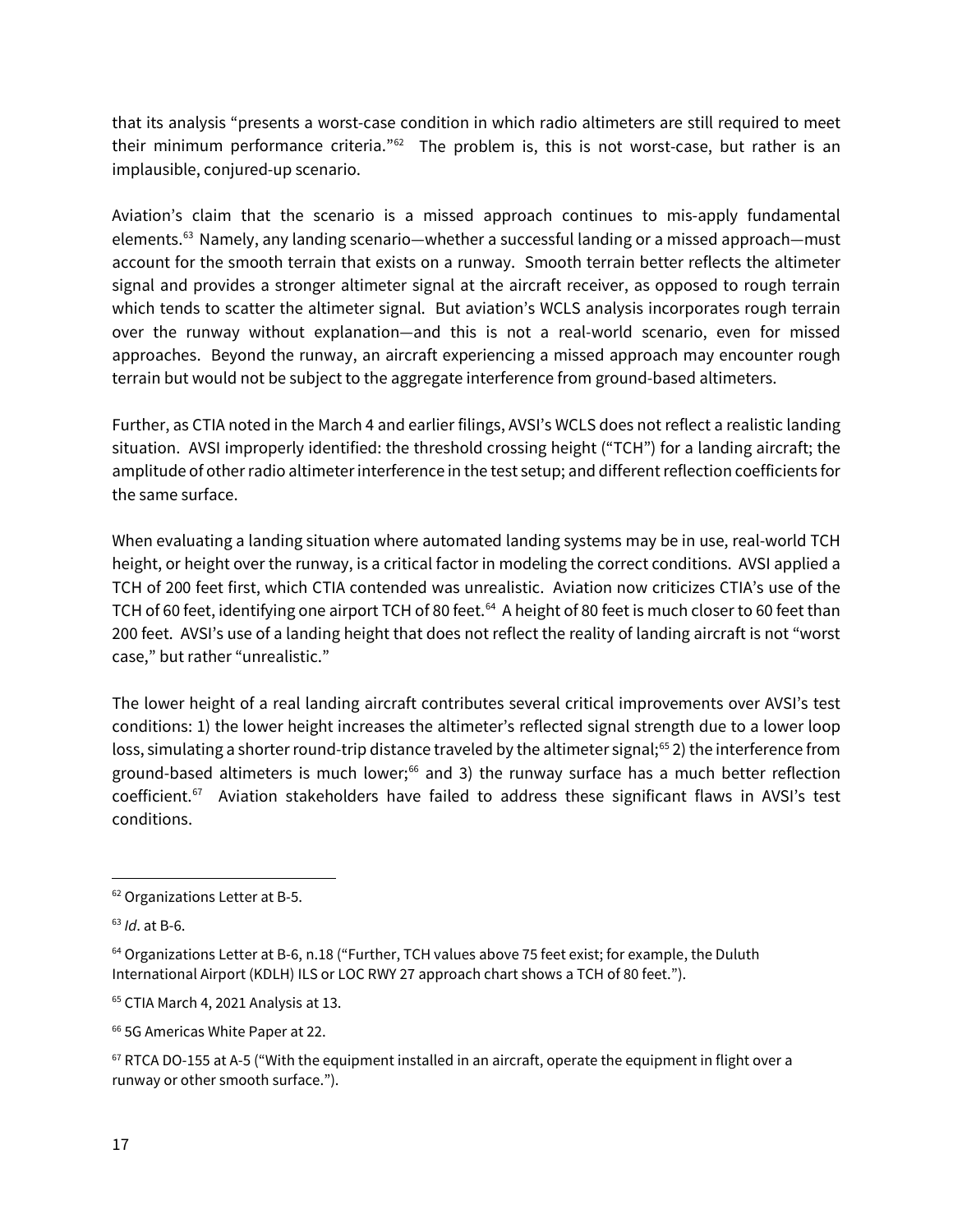that its analysis "presents a worst-case condition in which radio altimeters are still required to meet their minimum performance criteria."[62] The problem is, this is not worst-case, but rather is an implausible, conjured-up scenario.

Aviation's claim that the scenario is a missed approach continues to mis-apply fundamental elements.[63] Namely, any landing scenario—whether a successful landing or a missed approach—must account for the smooth terrain that exists on a runway. Smooth terrain better reflects the altimeter signal and provides a stronger altimeter signal at the aircraft receiver, as opposed to rough terrain which tends to scatter the altimeter signal. But aviation's WCLS analysis incorporates rough terrain over the runway without explanation—and this is not a real-world scenario, even for missed approaches. Beyond the runway, an aircraft experiencing a missed approach may encounter rough terrain but would not be subject to the aggregate interference from ground-based altimeters.

Further, as CTIA noted in the March 4 and earlier filings, AVSI's WCLS does not reflect a realistic landing situation. AVSI improperly identified: the threshold crossing height ("TCH") for a landing aircraft; the amplitude of other radio altimeter interference in the test setup; and different reflection coefficients for the same surface.

When evaluating a landing situation where automated landing systems may be in use, real-world TCH height, or height over the runway, is a critical factor in modeling the correct conditions. AVSI applied a TCH of 200 feet first, which CTIA contended was unrealistic. Aviation now criticizes CTIA's use of the TCH of 60 feet, identifying one airport TCH of 80 feet.[64] A height of 80 feet is much closer to 60 feet than 200 feet. AVSI's use of a landing height that does not reflect the reality of landing aircraft is not "worst case," but rather "unrealistic."

The lower height of a real landing aircraft contributes several critical improvements over AVSI's test conditions: 1) the lower height increases the altimeter's reflected signal strength due to a lower loop loss, simulating a shorter round-trip distance traveled by the altimeter signal;[65] 2) the interference from ground-based altimeters is much lower;[66] and 3) the runway surface has a much better reflection coefficient.[67] Aviation stakeholders have failed to address these significant flaws in AVSI's test conditions.

---

[62] Organizations Letter at B-5.

[63] *Id*. at B-6.

[64] Organizations Letter at B-6, n.18 ("Further, TCH values above 75 feet exist; for example, the Duluth International Airport (KDLH) ILS or LOC RWY 27 approach chart shows a TCH of 80 feet.").

[65] CTIA March 4, 2021 Analysis at 13.

[66] 5G Americas White Paper at 22.

[67] RTCA DO-155 at A-5 ("With the equipment installed in an aircraft, operate the equipment in flight over a runway or other smooth surface.").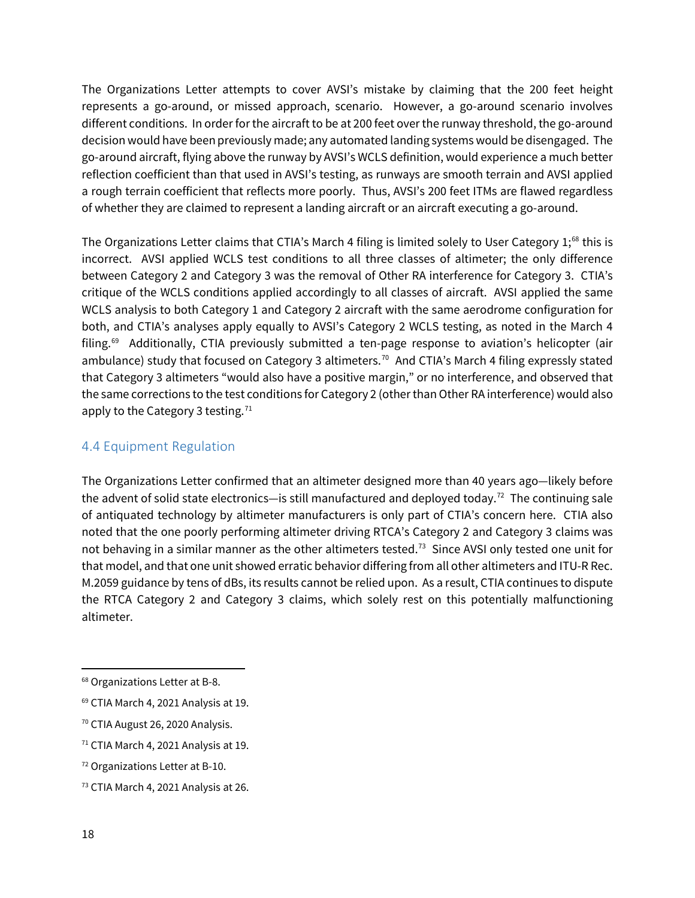The Organizations Letter attempts to cover AVSI's mistake by claiming that the 200 feet height represents a go-around, or missed approach, scenario. However, a go-around scenario involves different conditions. In order for the aircraft to be at 200 feet over the runway threshold, the go-around decision would have been previously made; any automated landing systems would be disengaged. The go-around aircraft, flying above the runway by AVSI's WCLS definition, would experience a much better reflection coefficient than that used in AVSI's testing, as runways are smooth terrain and AVSI applied a rough terrain coefficient that reflects more poorly. Thus, AVSI's 200 feet ITMs are flawed regardless of whether they are claimed to represent a landing aircraft or an aircraft executing a go-around.

The Organizations Letter claims that CTIA's March 4 filing is limited solely to User Category 1;[68] this is incorrect. AVSI applied WCLS test conditions to all three classes of altimeter; the only difference between Category 2 and Category 3 was the removal of Other RA interference for Category 3. CTIA's critique of the WCLS conditions applied accordingly to all classes of aircraft. AVSI applied the same WCLS analysis to both Category 1 and Category 2 aircraft with the same aerodrome configuration for both, and CTIA's analyses apply equally to AVSI's Category 2 WCLS testing, as noted in the March 4 filing.[69] Additionally, CTIA previously submitted a ten-page response to aviation's helicopter (air ambulance) study that focused on Category 3 altimeters.[70] And CTIA's March 4 filing expressly stated that Category 3 altimeters "would also have a positive margin," or no interference, and observed that the same corrections to the test conditions for Category 2 (other than Other RA interference) would also apply to the Category 3 testing.[71]

## 4.4 Equipment Regulation

The Organizations Letter confirmed that an altimeter designed more than 40 years ago—likely before the advent of solid state electronics—is still manufactured and deployed today.[72] The continuing sale of antiquated technology by altimeter manufacturers is only part of CTIA's concern here. CTIA also noted that the one poorly performing altimeter driving RTCA's Category 2 and Category 3 claims was not behaving in a similar manner as the other altimeters tested.[73] Since AVSI only tested one unit for that model, and that one unit showed erratic behavior differing from all other altimeters and ITU-R Rec. M.2059 guidance by tens of dBs, its results cannot be relied upon. As a result, CTIA continues to dispute the RTCA Category 2 and Category 3 claims, which solely rest on this potentially malfunctioning altimeter.

---

[68] Organizations Letter at B-8.

[69] CTIA March 4, 2021 Analysis at 19.

[70] CTIA August 26, 2020 Analysis.

[71] CTIA March 4, 2021 Analysis at 19.

[72] Organizations Letter at B-10.

[73] CTIA March 4, 2021 Analysis at 26.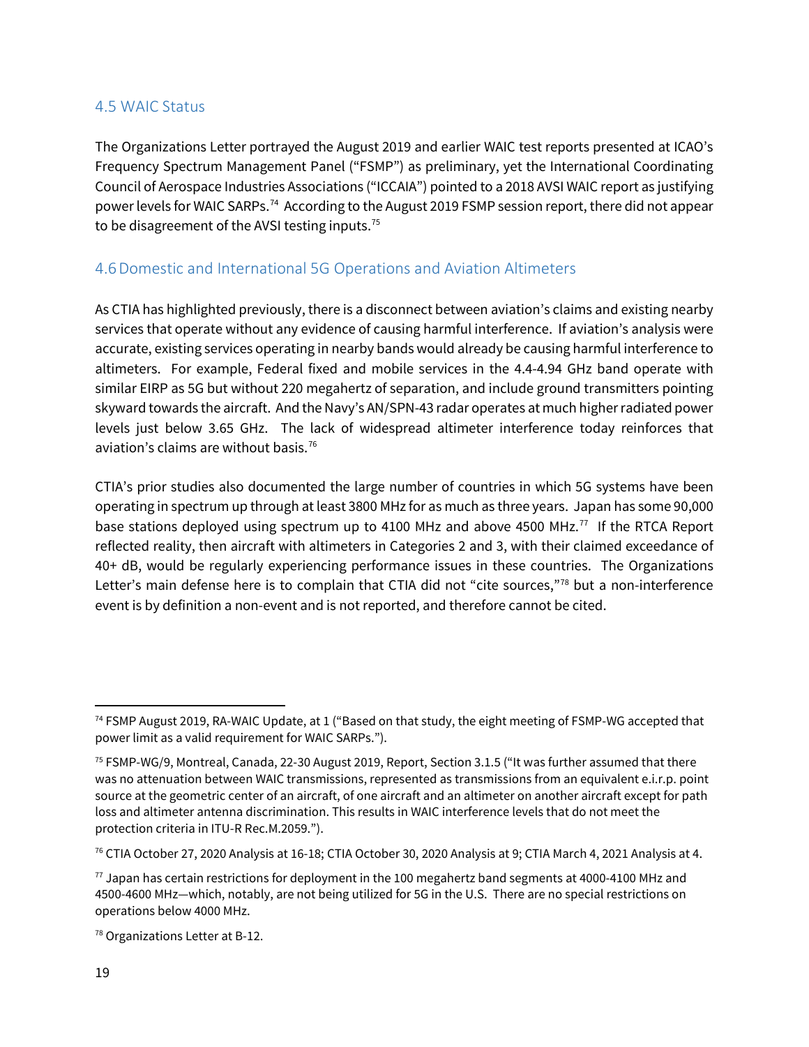## 4.5 WAIC Status

The Organizations Letter portrayed the August 2019 and earlier WAIC test reports presented at ICAO's Frequency Spectrum Management Panel ("FSMP") as preliminary, yet the International Coordinating Council of Aerospace Industries Associations ("ICCAIA") pointed to a 2018 AVSI WAIC report as justifying power levels for WAIC SARPs.[74] According to the August 2019 FSMP session report, there did not appear to be disagreement of the AVSI testing inputs.[75]

## 4.6 Domestic and International 5G Operations and Aviation Altimeters

As CTIA has highlighted previously, there is a disconnect between aviation's claims and existing nearby services that operate without any evidence of causing harmful interference. If aviation's analysis were accurate, existing services operating in nearby bands would already be causing harmful interference to altimeters. For example, Federal fixed and mobile services in the 4.4-4.94 GHz band operate with similar EIRP as 5G but without 220 megahertz of separation, and include ground transmitters pointing skyward towards the aircraft. And the Navy's AN/SPN-43 radar operates at much higher radiated power levels just below 3.65 GHz. The lack of widespread altimeter interference today reinforces that aviation's claims are without basis.[76]

CTIA's prior studies also documented the large number of countries in which 5G systems have been operating in spectrum up through at least 3800 MHz for as much as three years. Japan has some 90,000 base stations deployed using spectrum up to 4100 MHz and above 4500 MHz.[77] If the RTCA Report reflected reality, then aircraft with altimeters in Categories 2 and 3, with their claimed exceedance of 40+ dB, would be regularly experiencing performance issues in these countries. The Organizations Letter's main defense here is to complain that CTIA did not "cite sources,"[78] but a non-interference event is by definition a non-event and is not reported, and therefore cannot be cited.

---

[74] FSMP August 2019, RA-WAIC Update, at 1 ("Based on that study, the eight meeting of FSMP-WG accepted that power limit as a valid requirement for WAIC SARPs.").

[75] FSMP-WG/9, Montreal, Canada, 22-30 August 2019, Report, Section 3.1.5 ("It was further assumed that there was no attenuation between WAIC transmissions, represented as transmissions from an equivalent e.i.r.p. point source at the geometric center of an aircraft, of one aircraft and an altimeter on another aircraft except for path loss and altimeter antenna discrimination. This results in WAIC interference levels that do not meet the protection criteria in ITU-R Rec.M.2059.").

[76] CTIA October 27, 2020 Analysis at 16-18; CTIA October 30, 2020 Analysis at 9; CTIA March 4, 2021 Analysis at 4.

[77] Japan has certain restrictions for deployment in the 100 megahertz band segments at 4000-4100 MHz and 4500-4600 MHz—which, notably, are not being utilized for 5G in the U.S. There are no special restrictions on operations below 4000 MHz.

[78] Organizations Letter at B-12.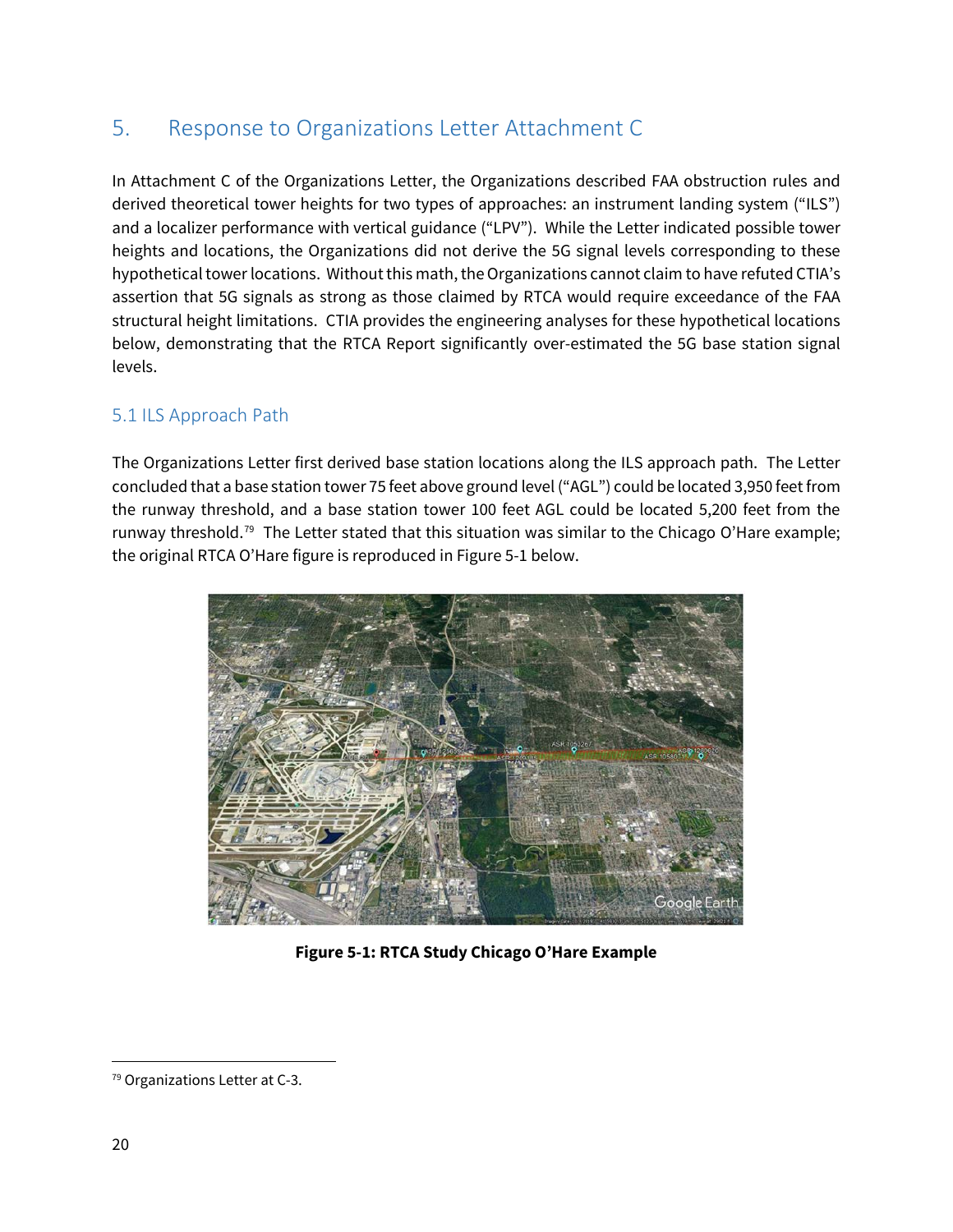# 5. Response to Organizations Letter Attachment C

In Attachment C of the Organizations Letter, the Organizations described FAA obstruction rules and derived theoretical tower heights for two types of approaches: an instrument landing system ("ILS") and a localizer performance with vertical guidance ("LPV"). While the Letter indicated possible tower heights and locations, the Organizations did not derive the 5G signal levels corresponding to these hypothetical tower locations. Without this math, the Organizations cannot claim to have refuted CTIA's assertion that 5G signals as strong as those claimed by RTCA would require exceedance of the FAA structural height limitations. CTIA provides the engineering analyses for these hypothetical locations below, demonstrating that the RTCA Report significantly over-estimated the 5G base station signal levels.

## 5.1 ILS Approach Path

The Organizations Letter first derived base station locations along the ILS approach path. The Letter concluded that a base station tower 75 feet above ground level ("AGL") could be located 3,950 feet from the runway threshold, and a base station tower 100 feet AGL could be located 5,200 feet from the runway threshold.[79] The Letter stated that this situation was similar to the Chicago O'Hare example; the original RTCA O'Hare figure is reproduced in Figure 5-1 below.

**Figure 5-1: RTCA Study Chicago O'Hare Example**

[79] Organizations Letter at C-3.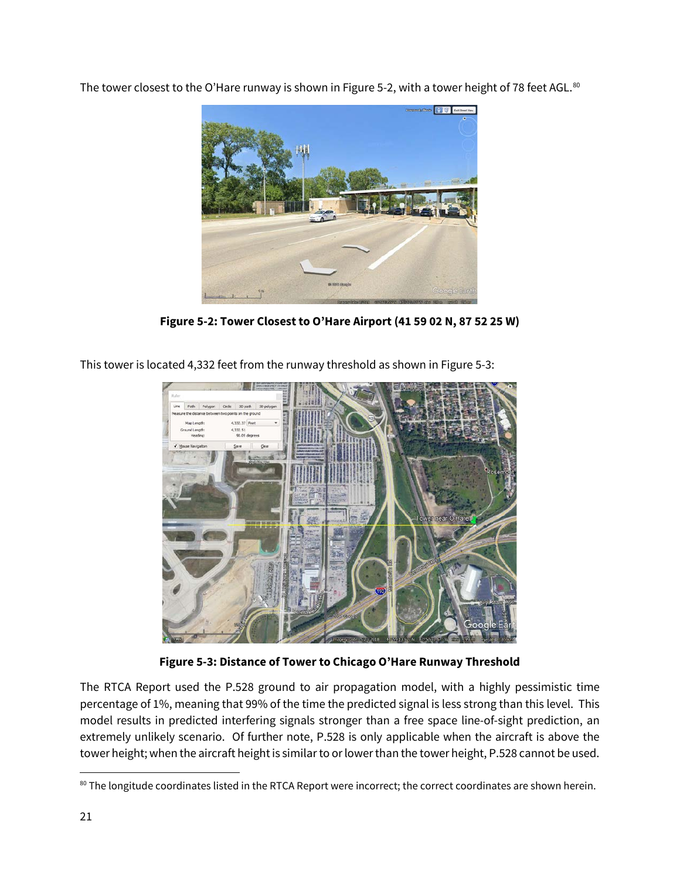The tower closest to the O'Hare runway is shown in Figure 5-2, with a tower height of 78 feet AGL.[80]

**Figure 5-2: Tower Closest to O'Hare Airport (41 59 02 N, 87 52 25 W)**

This tower is located 4,332 feet from the runway threshold as shown in Figure 5-3:

**Figure 5-3: Distance of Tower to Chicago O'Hare Runway Threshold**

The RTCA Report used the P.528 ground to air propagation model, with a highly pessimistic time percentage of 1%, meaning that 99% of the time the predicted signal is less strong than this level. This model results in predicted interfering signals stronger than a free space line-of-sight prediction, an extremely unlikely scenario. Of further note, P.528 is only applicable when the aircraft is above the tower height; when the aircraft height is similar to or lower than the tower height, P.528 cannot be used.

[80] The longitude coordinates listed in the RTCA Report were incorrect; the correct coordinates are shown herein.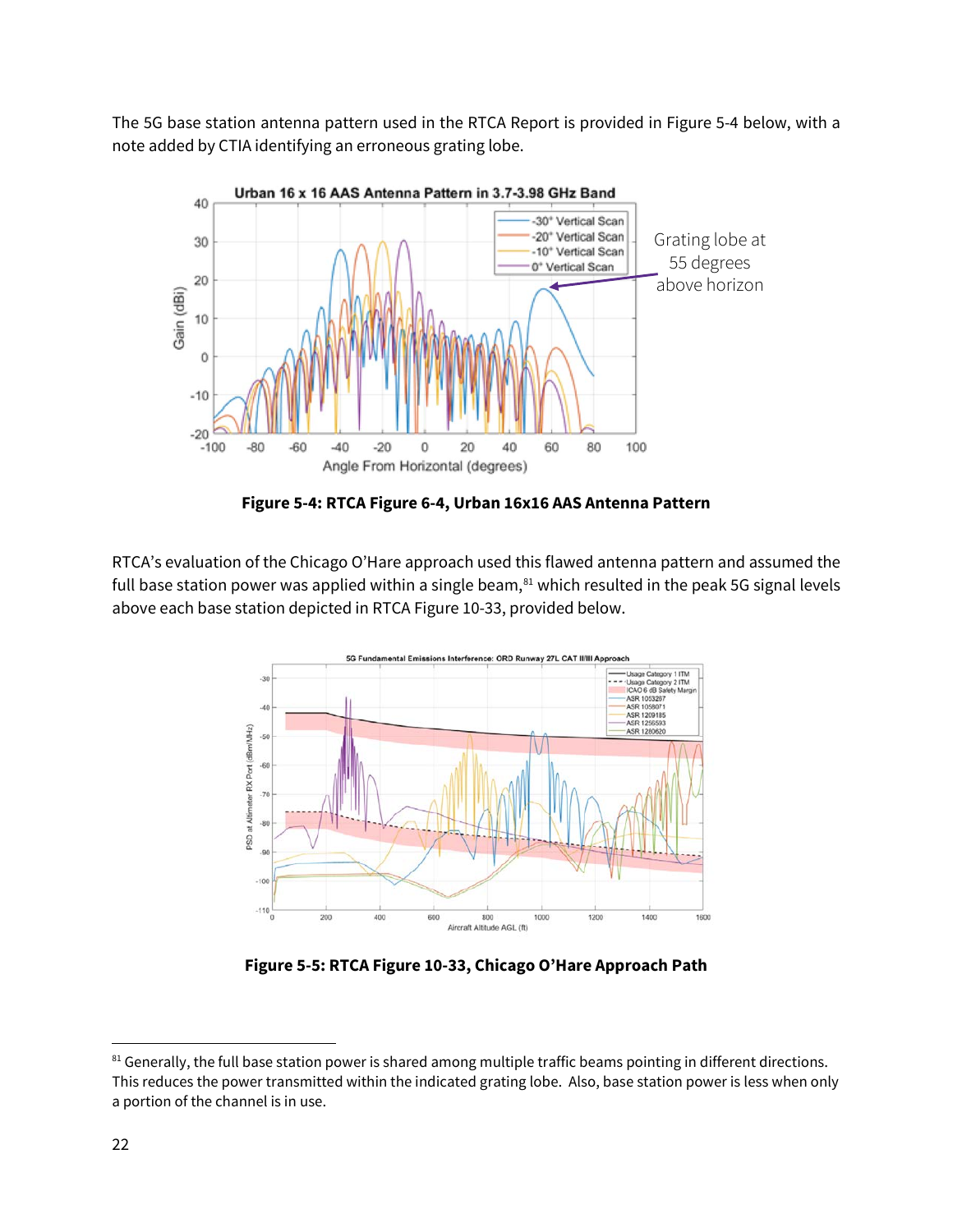The 5G base station antenna pattern used in the RTCA Report is provided in Figure 5-4 below, with a note added by CTIA identifying an erroneous grating lobe.

**Figure 5-4: RTCA Figure 6-4, Urban 16x16 AAS Antenna Pattern**

RTCA's evaluation of the Chicago O'Hare approach used this flawed antenna pattern and assumed the full base station power was applied within a single beam,[81] which resulted in the peak 5G signal levels above each base station depicted in RTCA Figure 10-33, provided below.

**Figure 5-5: RTCA Figure 10-33, Chicago O'Hare Approach Path**

[81] Generally, the full base station power is shared among multiple traffic beams pointing in different directions. This reduces the power transmitted within the indicated grating lobe. Also, base station power is less when only a portion of the channel is in use.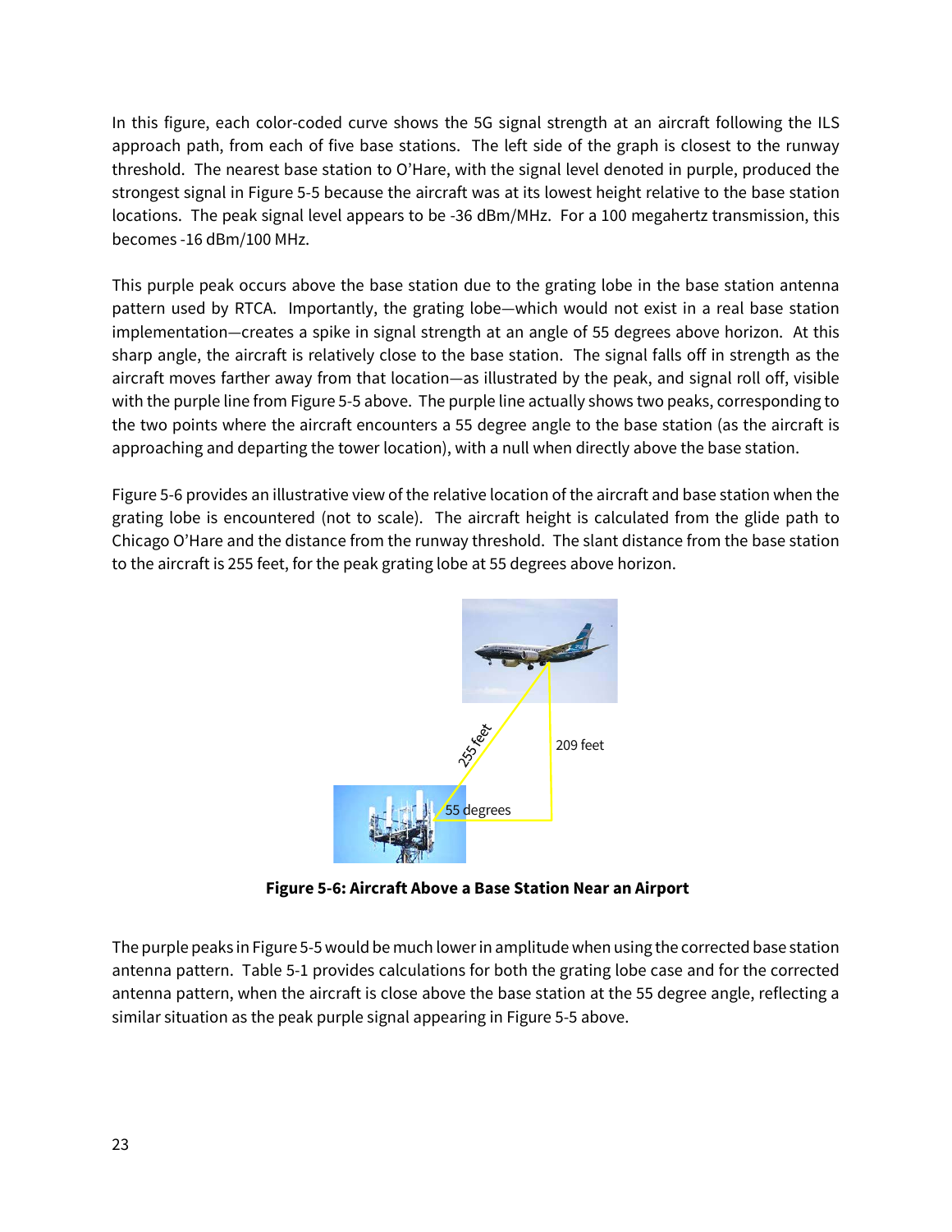In this figure, each color-coded curve shows the 5G signal strength at an aircraft following the ILS approach path, from each of five base stations. The left side of the graph is closest to the runway threshold. The nearest base station to O'Hare, with the signal level denoted in purple, produced the strongest signal in Figure 5-5 because the aircraft was at its lowest height relative to the base station locations. The peak signal level appears to be -36 dBm/MHz. For a 100 megahertz transmission, this becomes -16 dBm/100 MHz.

This purple peak occurs above the base station due to the grating lobe in the base station antenna pattern used by RTCA. Importantly, the grating lobe—which would not exist in a real base station implementation—creates a spike in signal strength at an angle of 55 degrees above horizon. At this sharp angle, the aircraft is relatively close to the base station. The signal falls off in strength as the aircraft moves farther away from that location—as illustrated by the peak, and signal roll off, visible with the purple line from Figure 5-5 above. The purple line actually shows two peaks, corresponding to the two points where the aircraft encounters a 55 degree angle to the base station (as the aircraft is approaching and departing the tower location), with a null when directly above the base station.

Figure 5-6 provides an illustrative view of the relative location of the aircraft and base station when the grating lobe is encountered (not to scale). The aircraft height is calculated from the glide path to Chicago O'Hare and the distance from the runway threshold. The slant distance from the base station to the aircraft is 255 feet, for the peak grating lobe at 55 degrees above horizon.

**Figure 5-6: Aircraft Above a Base Station Near an Airport**

The purple peaks in Figure 5-5 would be much lower in amplitude when using the corrected base station antenna pattern. Table 5-1 provides calculations for both the grating lobe case and for the corrected antenna pattern, when the aircraft is close above the base station at the 55 degree angle, reflecting a similar situation as the peak purple signal appearing in Figure 5-5 above.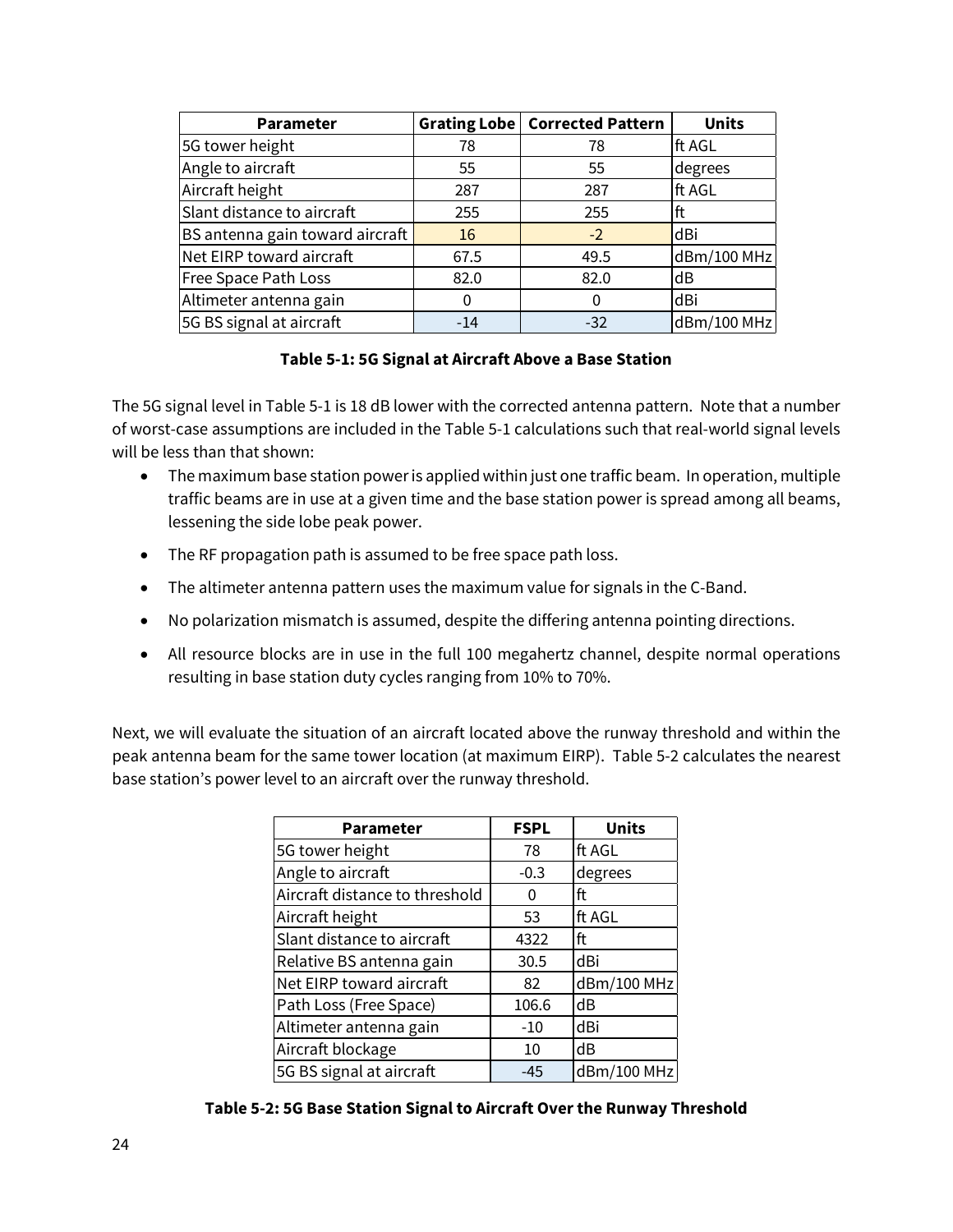| Parameter | Grating Lobe | Corrected Pattern | Units |
|---|---|---|---|
| 5G tower height | 78 | 78 | ft AGL |
| Angle to aircraft | 55 | 55 | degrees |
| Aircraft height | 287 | 287 | ft AGL |
| Slant distance to aircraft | 255 | 255 | ft |
| BS antenna gain toward aircraft | 16 | -2 | dBi |
| Net EIRP toward aircraft | 67.5 | 49.5 | dBm/100 MHz |
| Free Space Path Loss | 82.0 | 82.0 | dB |
| Altimeter antenna gain | 0 | 0 | dBi |
| 5G BS signal at aircraft | -14 | -32 | dBm/100 MHz |

**Table 5-1: 5G Signal at Aircraft Above a Base Station**

The 5G signal level in Table 5-1 is 18 dB lower with the corrected antenna pattern. Note that a number of worst-case assumptions are included in the Table 5-1 calculations such that real-world signal levels will be less than that shown:

- The maximum base station power is applied within just one traffic beam. In operation, multiple traffic beams are in use at a given time and the base station power is spread among all beams, lessening the side lobe peak power.
- The RF propagation path is assumed to be free space path loss.
- The altimeter antenna pattern uses the maximum value for signals in the C-Band.
- No polarization mismatch is assumed, despite the differing antenna pointing directions.
- All resource blocks are in use in the full 100 megahertz channel, despite normal operations resulting in base station duty cycles ranging from 10% to 70%.

Next, we will evaluate the situation of an aircraft located above the runway threshold and within the peak antenna beam for the same tower location (at maximum EIRP). Table 5-2 calculates the nearest base station's power level to an aircraft over the runway threshold.

| Parameter | FSPL | Units |
|---|---|---|
| 5G tower height | 78 | ft AGL |
| Angle to aircraft | -0.3 | degrees |
| Aircraft distance to threshold | 0 | ft |
| Aircraft height | 53 | ft AGL |
| Slant distance to aircraft | 4322 | ft |
| Relative BS antenna gain | 30.5 | dBi |
| Net EIRP toward aircraft | 82 | dBm/100 MHz |
| Path Loss (Free Space) | 106.6 | dB |
| Altimeter antenna gain | -10 | dBi |
| Aircraft blockage | 10 | dB |
| 5G BS signal at aircraft | -45 | dBm/100 MHz |

**Table 5-2: 5G Base Station Signal to Aircraft Over the Runway Threshold**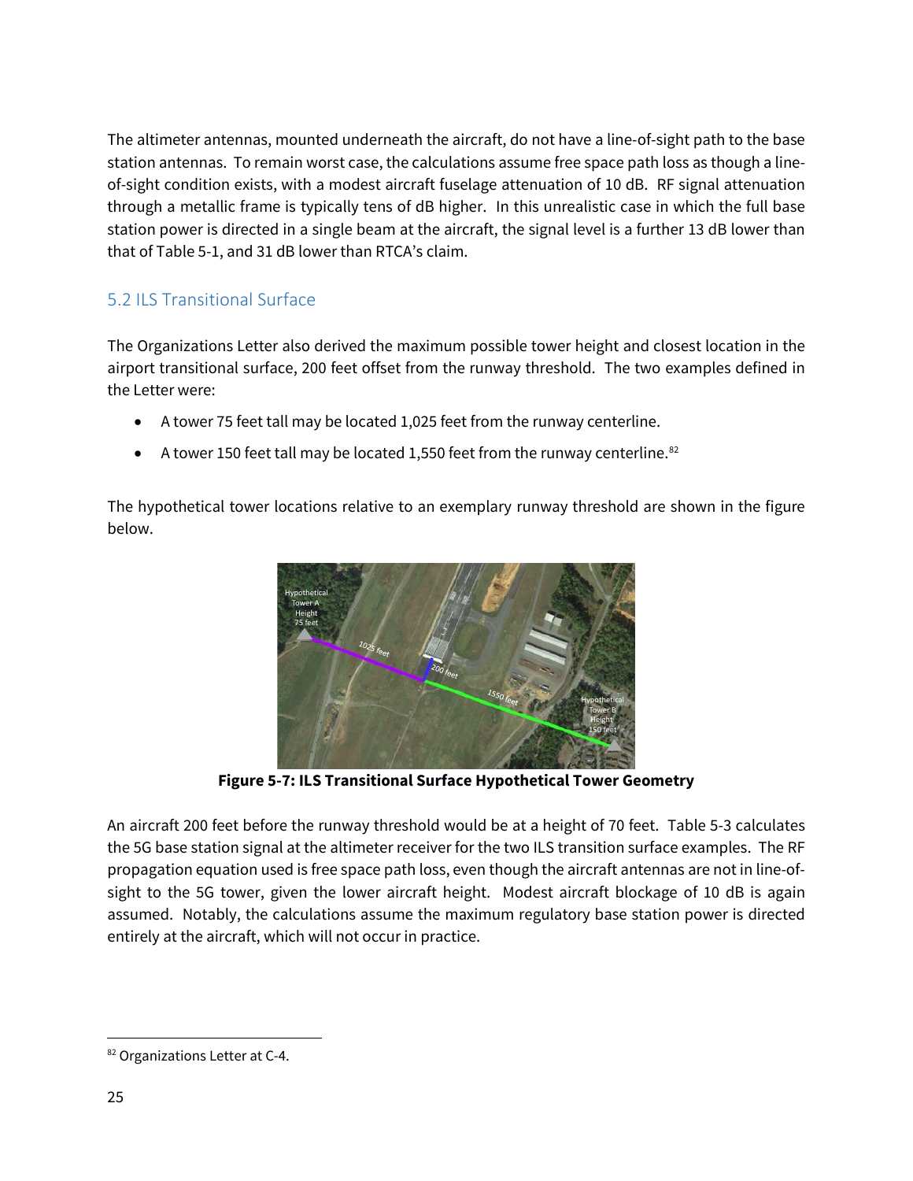The altimeter antennas, mounted underneath the aircraft, do not have a line-of-sight path to the base station antennas. To remain worst case, the calculations assume free space path loss as though a line-of-sight condition exists, with a modest aircraft fuselage attenuation of 10 dB. RF signal attenuation through a metallic frame is typically tens of dB higher. In this unrealistic case in which the full base station power is directed in a single beam at the aircraft, the signal level is a further 13 dB lower than that of Table 5-1, and 31 dB lower than RTCA's claim.

## 5.2 ILS Transitional Surface

The Organizations Letter also derived the maximum possible tower height and closest location in the airport transitional surface, 200 feet offset from the runway threshold. The two examples defined in the Letter were:

- A tower 75 feet tall may be located 1,025 feet from the runway centerline.
- A tower 150 feet tall may be located 1,550 feet from the runway centerline.[82]

The hypothetical tower locations relative to an exemplary runway threshold are shown in the figure below.

**Figure 5-7: ILS Transitional Surface Hypothetical Tower Geometry**

An aircraft 200 feet before the runway threshold would be at a height of 70 feet. Table 5-3 calculates the 5G base station signal at the altimeter receiver for the two ILS transition surface examples. The RF propagation equation used is free space path loss, even though the aircraft antennas are not in line-of-sight to the 5G tower, given the lower aircraft height. Modest aircraft blockage of 10 dB is again assumed. Notably, the calculations assume the maximum regulatory base station power is directed entirely at the aircraft, which will not occur in practice.

[82] Organizations Letter at C-4.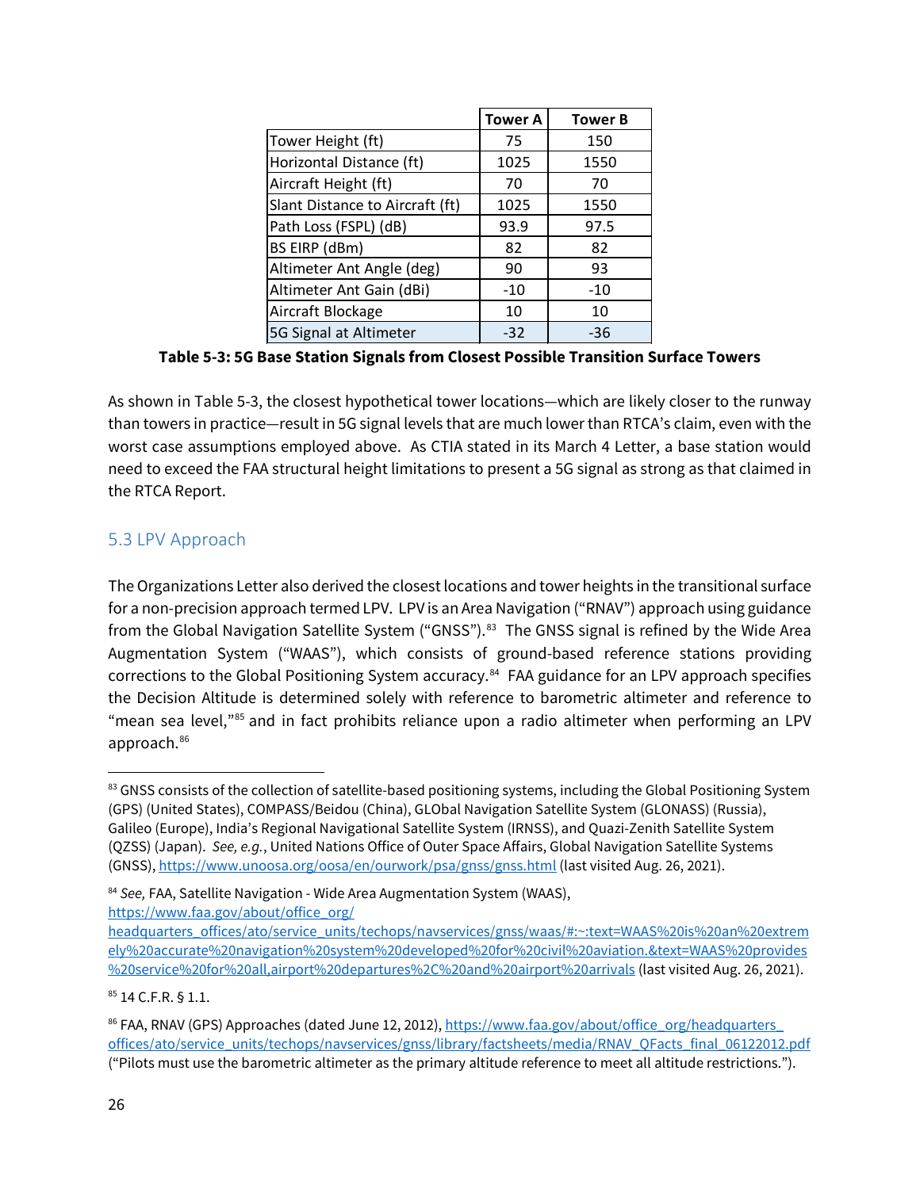| | Tower A | Tower B |
|---|---|---|
| Tower Height (ft) | 75 | 150 |
| Horizontal Distance (ft) | 1025 | 1550 |
| Aircraft Height (ft) | 70 | 70 |
| Slant Distance to Aircraft (ft) | 1025 | 1550 |
| Path Loss (FSPL) (dB) | 93.9 | 97.5 |
| BS EIRP (dBm) | 82 | 82 |
| Altimeter Ant Angle (deg) | 90 | 93 |
| Altimeter Ant Gain (dBi) | -10 | -10 |
| Aircraft Blockage | 10 | 10 |
| 5G Signal at Altimeter | -32 | -36 |

**Table 5-3: 5G Base Station Signals from Closest Possible Transition Surface Towers**

As shown in Table 5-3, the closest hypothetical tower locations—which are likely closer to the runway than towers in practice—result in 5G signal levels that are much lower than RTCA's claim, even with the worst case assumptions employed above. As CTIA stated in its March 4 Letter, a base station would need to exceed the FAA structural height limitations to present a 5G signal as strong as that claimed in the RTCA Report.

## 5.3 LPV Approach

The Organizations Letter also derived the closest locations and tower heights in the transitional surface for a non-precision approach termed LPV. LPV is an Area Navigation ("RNAV") approach using guidance from the Global Navigation Satellite System ("GNSS").[83] The GNSS signal is refined by the Wide Area Augmentation System ("WAAS"), which consists of ground-based reference stations providing corrections to the Global Positioning System accuracy.[84] FAA guidance for an LPV approach specifies the Decision Altitude is determined solely with reference to barometric altimeter and reference to "mean sea level,"[85] and in fact prohibits reliance upon a radio altimeter when performing an LPV approach.[86]

---

[83] GNSS consists of the collection of satellite-based positioning systems, including the Global Positioning System (GPS) (United States), COMPASS/Beidou (China), GLObal Navigation Satellite System (GLONASS) (Russia), Galileo (Europe), India's Regional Navigational Satellite System (IRNSS), and Quazi-Zenith Satellite System (QZSS) (Japan). *See, e.g.*, United Nations Office of Outer Space Affairs, Global Navigation Satellite Systems (GNSS), https://www.unoosa.org/oosa/en/ourwork/psa/gnss/gnss.html (last visited Aug. 26, 2021).

[84] *See,* FAA, Satellite Navigation - Wide Area Augmentation System (WAAS), https://www.faa.gov/about/office_org/headquarters_offices/ato/service_units/techops/navservices/gnss/waas/#:~:text=WAAS%20is%20an%20extremely%20accurate%20navigation%20system%20developed%20for%20civil%20aviation.&text=WAAS%20provides%20service%20for%20all,airport%20departures%2C%20and%20airport%20arrivals (last visited Aug. 26, 2021).

[85] 14 C.F.R. § 1.1.

[86] FAA, RNAV (GPS) Approaches (dated June 12, 2012), https://www.faa.gov/about/office_org/headquarters_offices/ato/service_units/techops/navservices/gnss/library/factsheets/media/RNAV_QFacts_final_06122012.pdf ("Pilots must use the barometric altimeter as the primary altitude reference to meet all altitude restrictions.").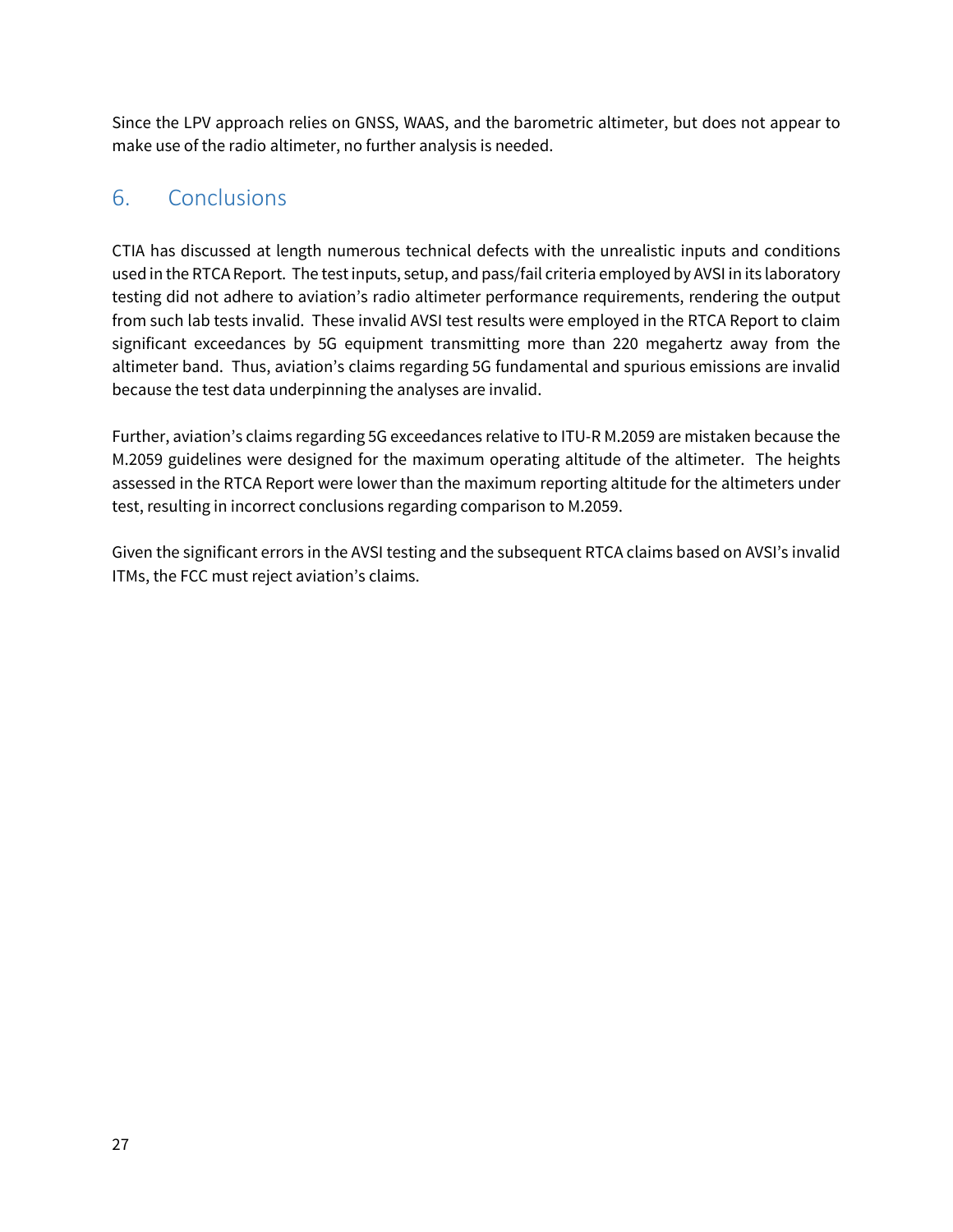Since the LPV approach relies on GNSS, WAAS, and the barometric altimeter, but does not appear to make use of the radio altimeter, no further analysis is needed.

## 6. Conclusions

CTIA has discussed at length numerous technical defects with the unrealistic inputs and conditions used in the RTCA Report. The test inputs, setup, and pass/fail criteria employed by AVSI in its laboratory testing did not adhere to aviation's radio altimeter performance requirements, rendering the output from such lab tests invalid. These invalid AVSI test results were employed in the RTCA Report to claim significant exceedances by 5G equipment transmitting more than 220 megahertz away from the altimeter band. Thus, aviation's claims regarding 5G fundamental and spurious emissions are invalid because the test data underpinning the analyses are invalid.

Further, aviation's claims regarding 5G exceedances relative to ITU-R M.2059 are mistaken because the M.2059 guidelines were designed for the maximum operating altitude of the altimeter. The heights assessed in the RTCA Report were lower than the maximum reporting altitude for the altimeters under test, resulting in incorrect conclusions regarding comparison to M.2059.

Given the significant errors in the AVSI testing and the subsequent RTCA claims based on AVSI's invalid ITMs, the FCC must reject aviation's claims.